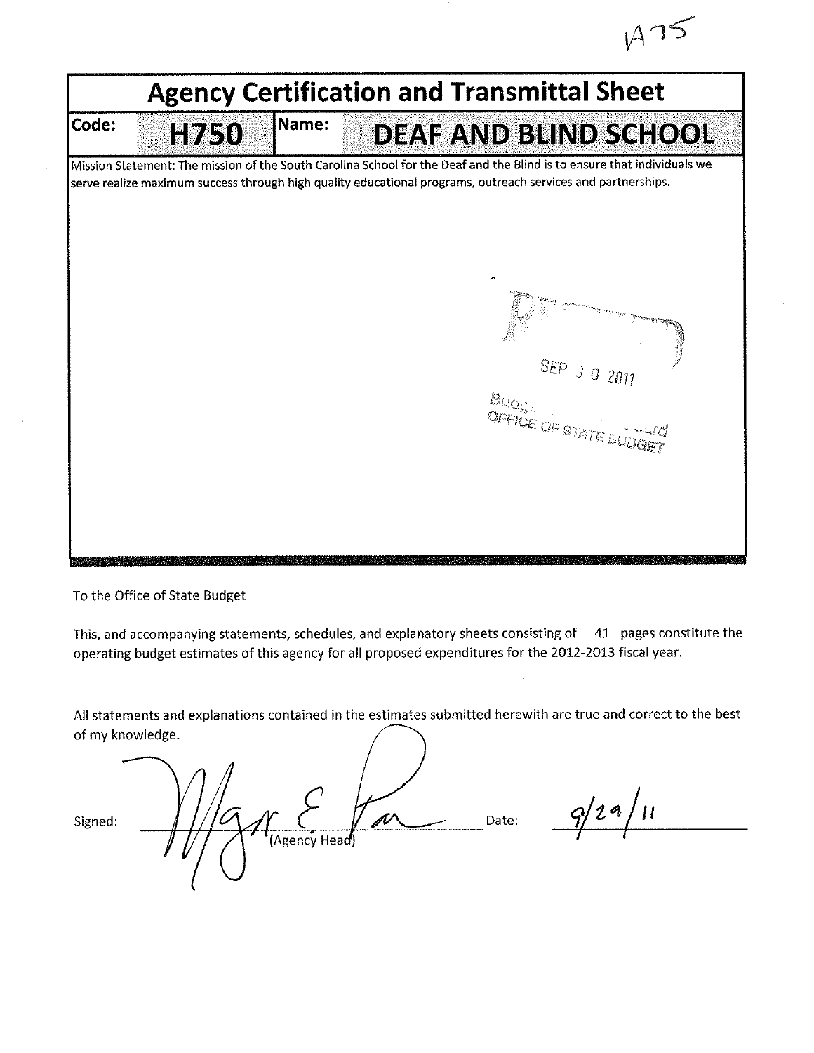IA75

# Agency Certification and Transmittal Sheet

| Code: | H750 | Name: | DEAF AND BLIND SCHOOL |
|---|---|---|---|

Mission Statement: The mission of the South Carolina School for the Deaf and the Blind is to ensure that individuals we serve realize maximum success through high quality educational programs, outreach services and partnerships.

SEP 30 2011
OFFICE OF STATE BUDGET

To the Office of State Budget

This, and accompanying statements, schedules, and explanatory sheets consisting of \_\_41\_ pages constitute the operating budget estimates of this agency for all proposed expenditures for the 2012-2013 fiscal year.

All statements and explanations contained in the estimates submitted herewith are true and correct to the best of my knowledge.

Signed: \_\_\_\_\_\_\_\_\_\_\_\_\_\_\_\_ (Agency Head) Date: 9/29/11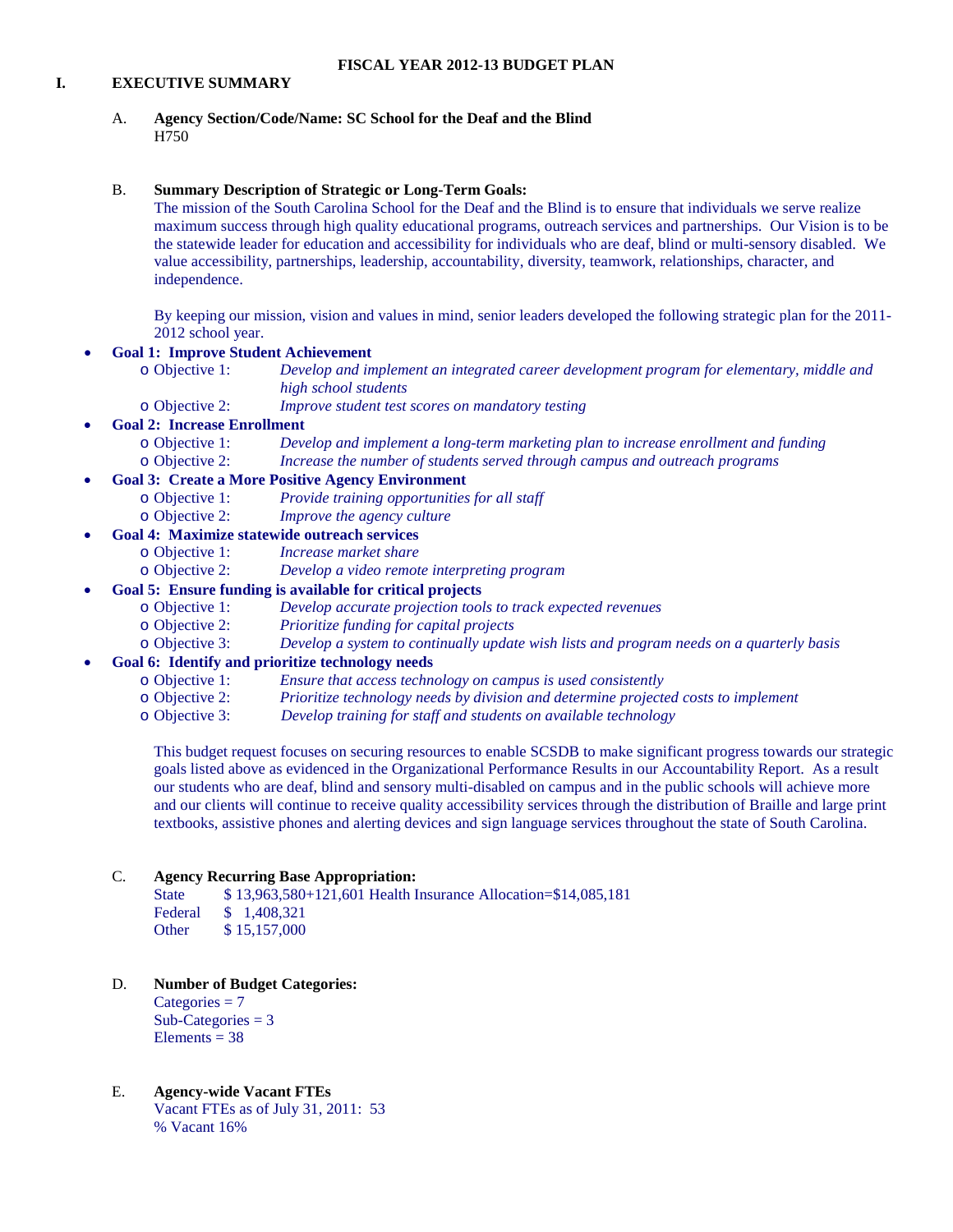# FISCAL YEAR 2012-13 BUDGET PLAN

## I. EXECUTIVE SUMMARY

A. **Agency Section/Code/Name: SC School for the Deaf and the Blind**
H750

B. **Summary Description of Strategic or Long-Term Goals:**
The mission of the South Carolina School for the Deaf and the Blind is to ensure that individuals we serve realize maximum success through high quality educational programs, outreach services and partnerships. Our Vision is to be the statewide leader for education and accessibility for individuals who are deaf, blind or multi-sensory disabled. We value accessibility, partnerships, leadership, accountability, diversity, teamwork, relationships, character, and independence.

By keeping our mission, vision and values in mind, senior leaders developed the following strategic plan for the 2011-2012 school year.

- **Goal 1: Improve Student Achievement**
  - Objective 1: *Develop and implement an integrated career development program for elementary, middle and high school students*
  - Objective 2: *Improve student test scores on mandatory testing*
- **Goal 2: Increase Enrollment**
  - Objective 1: *Develop and implement a long-term marketing plan to increase enrollment and funding*
  - Objective 2: *Increase the number of students served through campus and outreach programs*
- **Goal 3: Create a More Positive Agency Environment**
  - Objective 1: *Provide training opportunities for all staff*
  - Objective 2: *Improve the agency culture*
- **Goal 4: Maximize statewide outreach services**
  - Objective 1: *Increase market share*
  - Objective 2: *Develop a video remote interpreting program*
- **Goal 5: Ensure funding is available for critical projects**
  - Objective 1: *Develop accurate projection tools to track expected revenues*
  - Objective 2: *Prioritize funding for capital projects*
  - Objective 3: *Develop a system to continually update wish lists and program needs on a quarterly basis*
- **Goal 6: Identify and prioritize technology needs**
  - Objective 1: *Ensure that access technology on campus is used consistently*
  - Objective 2: *Prioritize technology needs by division and determine projected costs to implement*
  - Objective 3: *Develop training for staff and students on available technology*

This budget request focuses on securing resources to enable SCSDB to make significant progress towards our strategic goals listed above as evidenced in the Organizational Performance Results in our Accountability Report. As a result our students who are deaf, blind and sensory multi-disabled on campus and in the public schools will achieve more and our clients will continue to receive quality accessibility services through the distribution of Braille and large print textbooks, assistive phones and alerting devices and sign language services throughout the state of South Carolina.

C. **Agency Recurring Base Appropriation:**
State $ 13,963,580+121,601 Health Insurance Allocation=$14,085,181
Federal $ 1,408,321
Other $ 15,157,000

D. **Number of Budget Categories:**
Categories = 7
Sub-Categories = 3
Elements = 38

E. **Agency-wide Vacant FTEs**
Vacant FTEs as of July 31, 2011: 53
% Vacant 16%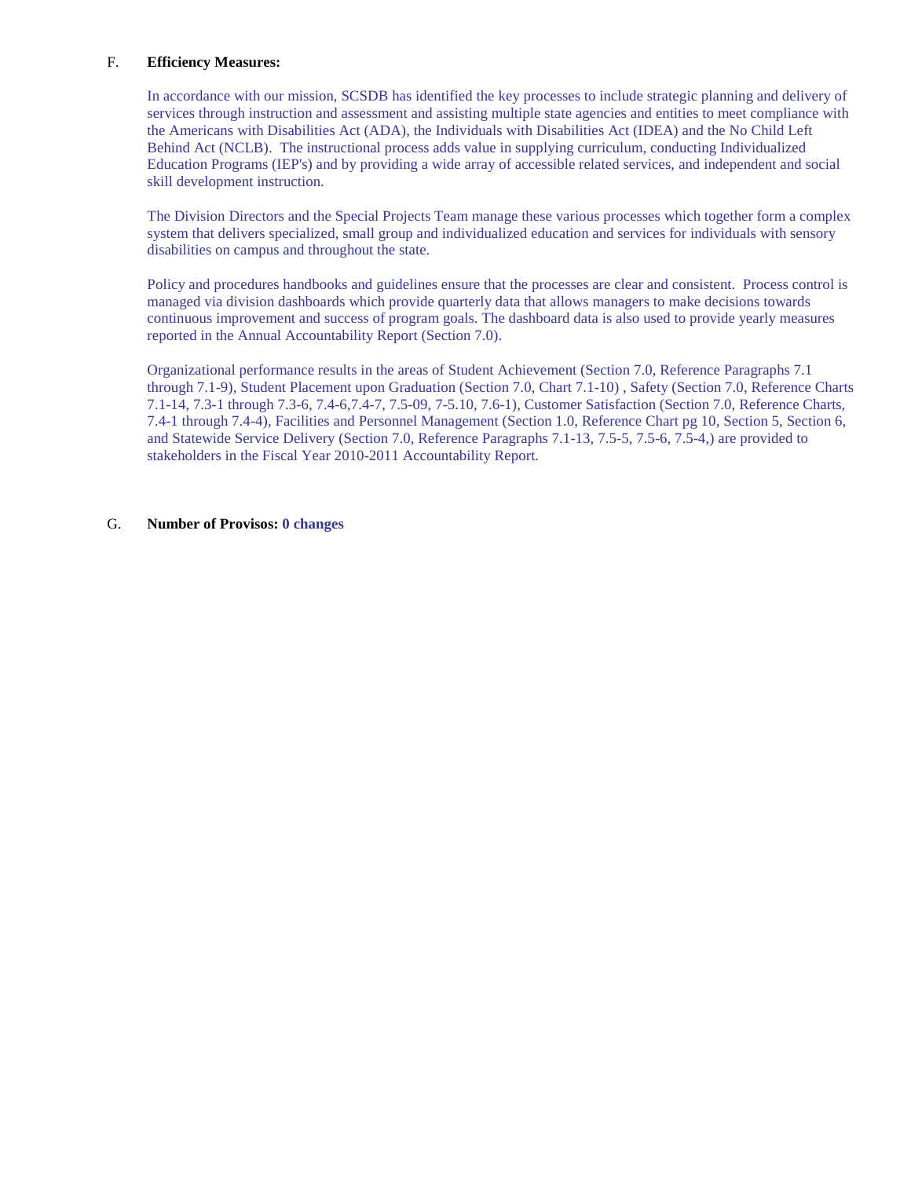F. **Efficiency Measures:**

In accordance with our mission, SCSDB has identified the key processes to include strategic planning and delivery of services through instruction and assessment and assisting multiple state agencies and entities to meet compliance with the Americans with Disabilities Act (ADA), the Individuals with Disabilities Act (IDEA) and the No Child Left Behind Act (NCLB). The instructional process adds value in supplying curriculum, conducting Individualized Education Programs (IEP's) and by providing a wide array of accessible related services, and independent and social skill development instruction.

The Division Directors and the Special Projects Team manage these various processes which together form a complex system that delivers specialized, small group and individualized education and services for individuals with sensory disabilities on campus and throughout the state.

Policy and procedures handbooks and guidelines ensure that the processes are clear and consistent. Process control is managed via division dashboards which provide quarterly data that allows managers to make decisions towards continuous improvement and success of program goals. The dashboard data is also used to provide yearly measures reported in the Annual Accountability Report (Section 7.0).

Organizational performance results in the areas of Student Achievement (Section 7.0, Reference Paragraphs 7.1 through 7.1-9), Student Placement upon Graduation (Section 7.0, Chart 7.1-10) , Safety (Section 7.0, Reference Charts 7.1-14, 7.3-1 through 7.3-6, 7.4-6,7.4-7, 7.5-09, 7-5.10, 7.6-1), Customer Satisfaction (Section 7.0, Reference Charts, 7.4-1 through 7.4-4), Facilities and Personnel Management (Section 1.0, Reference Chart pg 10, Section 5, Section 6, and Statewide Service Delivery (Section 7.0, Reference Paragraphs 7.1-13, 7.5-5, 7.5-6, 7.5-4,) are provided to stakeholders in the Fiscal Year 2010-2011 Accountability Report.

G. **Number of Provisos: 0 changes**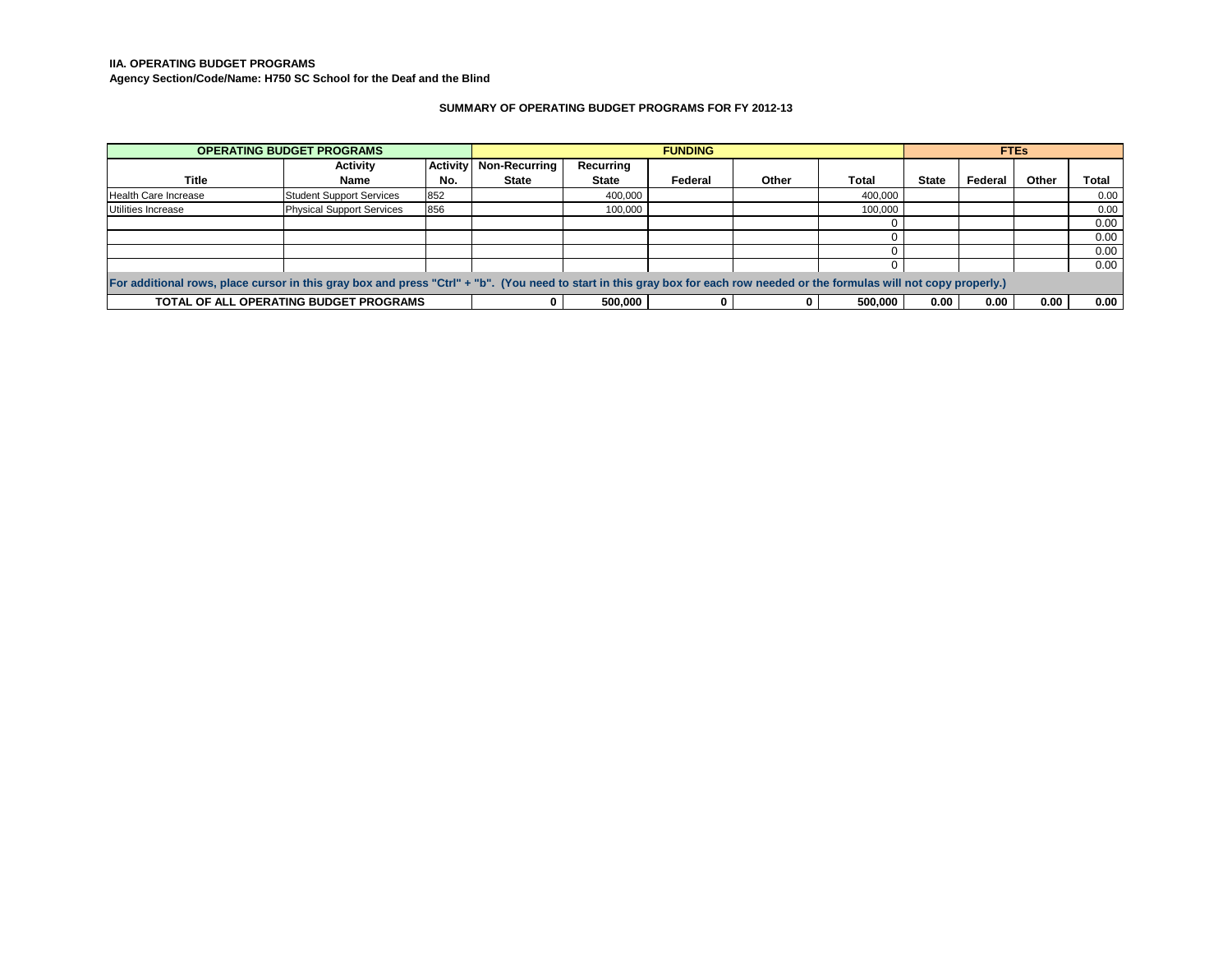**IIA. OPERATING BUDGET PROGRAMS**

**Agency Section/Code/Name: H750 SC School for the Deaf and the Blind**

**SUMMARY OF OPERATING BUDGET PROGRAMS FOR FY 2012-13**

| OPERATING BUDGET PROGRAMS | | | FUNDING | | | | | FTEs | | | |
|---|---|---|---|---|---|---|---|---|---|---|---|
| Title | Activity Name | Activity No. | Non-Recurring State | Recurring State | Federal | Other | Total | State | Federal | Other | Total |
| Health Care Increase | Student Support Services | 852 | | 400,000 | | | 400,000 | | | | 0.00 |
| Utilities Increase | Physical Support Services | 856 | | 100,000 | | | 100,000 | | | | 0.00 |
| | | | | | | | 0 | | | | 0.00 |
| | | | | | | | 0 | | | | 0.00 |
| | | | | | | | 0 | | | | 0.00 |
| | | | | | | | 0 | | | | 0.00 |
| For additional rows, place cursor in this gray box and press "Ctrl" + "b". (You need to start in this gray box for each row needed or the formulas will not copy properly.) | | | | | | | | | | | |
| **TOTAL OF ALL OPERATING BUDGET PROGRAMS** | | | **0** | **500,000** | **0** | **0** | **500,000** | **0.00** | **0.00** | **0.00** | **0.00** |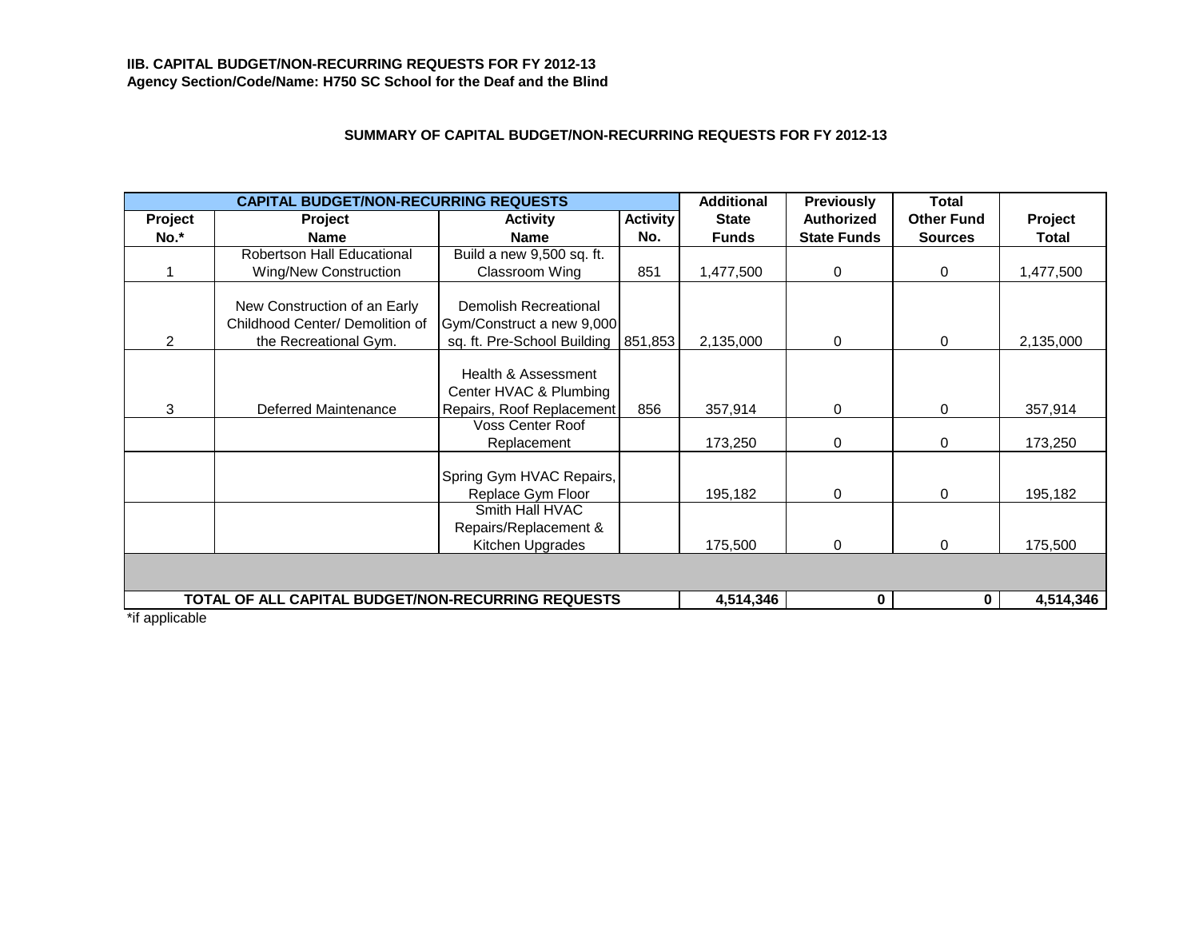**IIB. CAPITAL BUDGET/NON-RECURRING REQUESTS FOR FY 2012-13**
**Agency Section/Code/Name: H750 SC School for the Deaf and the Blind**

**SUMMARY OF CAPITAL BUDGET/NON-RECURRING REQUESTS FOR FY 2012-13**

| CAPITAL BUDGET/NON-RECURRING REQUESTS | | | | Additional | Previously | Total | |
|---|---|---|---|---|---|---|---|
| Project No.* | Project Name | Activity Name | Activity No. | State Funds | Authorized State Funds | Other Fund Sources | Project Total |
| 1 | Robertson Hall Educational Wing/New Construction | Build a new 9,500 sq. ft. Classroom Wing | 851 | 1,477,500 | 0 | 0 | 1,477,500 |
| 2 | New Construction of an Early Childhood Center/ Demolition of the Recreational Gym. | Demolish Recreational Gym/Construct a new 9,000 sq. ft. Pre-School Building | 851,853 | 2,135,000 | 0 | 0 | 2,135,000 |
| 3 | Deferred Maintenance | Health & Assessment Center HVAC & Plumbing Repairs, Roof Replacement | 856 | 357,914 | 0 | 0 | 357,914 |
| | | Voss Center Roof Replacement | | 173,250 | 0 | 0 | 173,250 |
| | | Spring Gym HVAC Repairs, Replace Gym Floor | | 195,182 | 0 | 0 | 195,182 |
| | | Smith Hall HVAC Repairs/Replacement & Kitchen Upgrades | | 175,500 | 0 | 0 | 175,500 |
| | | | | | | | |
| **TOTAL OF ALL CAPITAL BUDGET/NON-RECURRING REQUESTS** | | | | **4,514,346** | **0** | **0** | **4,514,346** |

*if applicable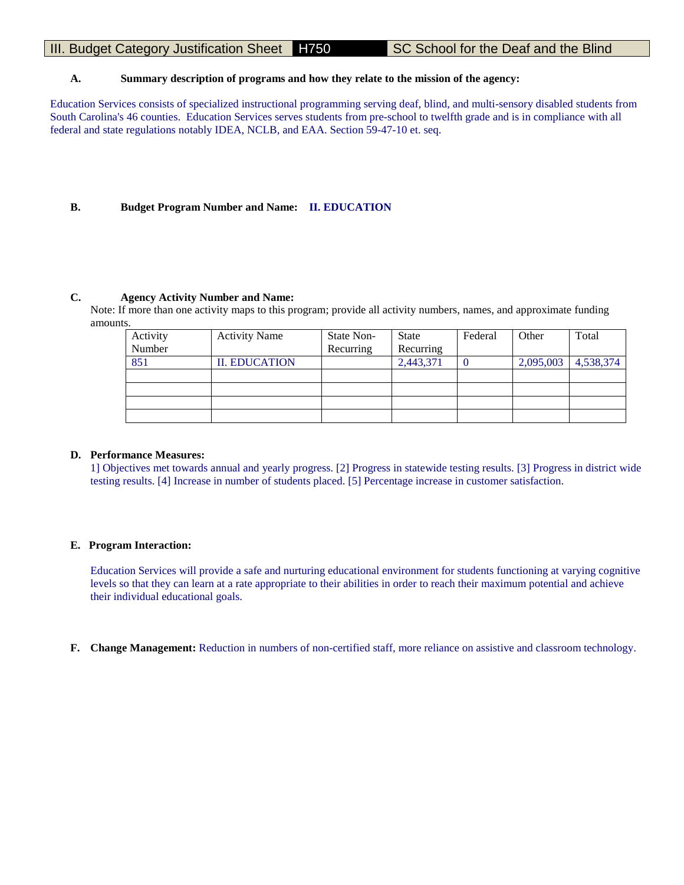# III. Budget Category Justification Sheet H750 SC School for the Deaf and the Blind

**A. Summary description of programs and how they relate to the mission of the agency:**

Education Services consists of specialized instructional programming serving deaf, blind, and multi-sensory disabled students from South Carolina's 46 counties. Education Services serves students from pre-school to twelfth grade and is in compliance with all federal and state regulations notably IDEA, NCLB, and EAA. Section 59-47-10 et. seq.

**B. Budget Program Number and Name:** **II. EDUCATION**

**C. Agency Activity Number and Name:**

Note: If more than one activity maps to this program; provide all activity numbers, names, and approximate funding amounts.

| Activity Number | Activity Name | State Non-Recurring | State Recurring | Federal | Other | Total |
|---|---|---|---|---|---|---|
| 851 | II. EDUCATION | | 2,443,371 | 0 | 2,095,003 | 4,538,374 |
| | | | | | | |
| | | | | | | |
| | | | | | | |
| | | | | | | |

**D. Performance Measures:**

1] Objectives met towards annual and yearly progress. [2] Progress in statewide testing results. [3] Progress in district wide testing results. [4] Increase in number of students placed. [5] Percentage increase in customer satisfaction.

**E. Program Interaction:**

Education Services will provide a safe and nurturing educational environment for students functioning at varying cognitive levels so that they can learn at a rate appropriate to their abilities in order to reach their maximum potential and achieve their individual educational goals.

**F. Change Management:** Reduction in numbers of non-certified staff, more reliance on assistive and classroom technology.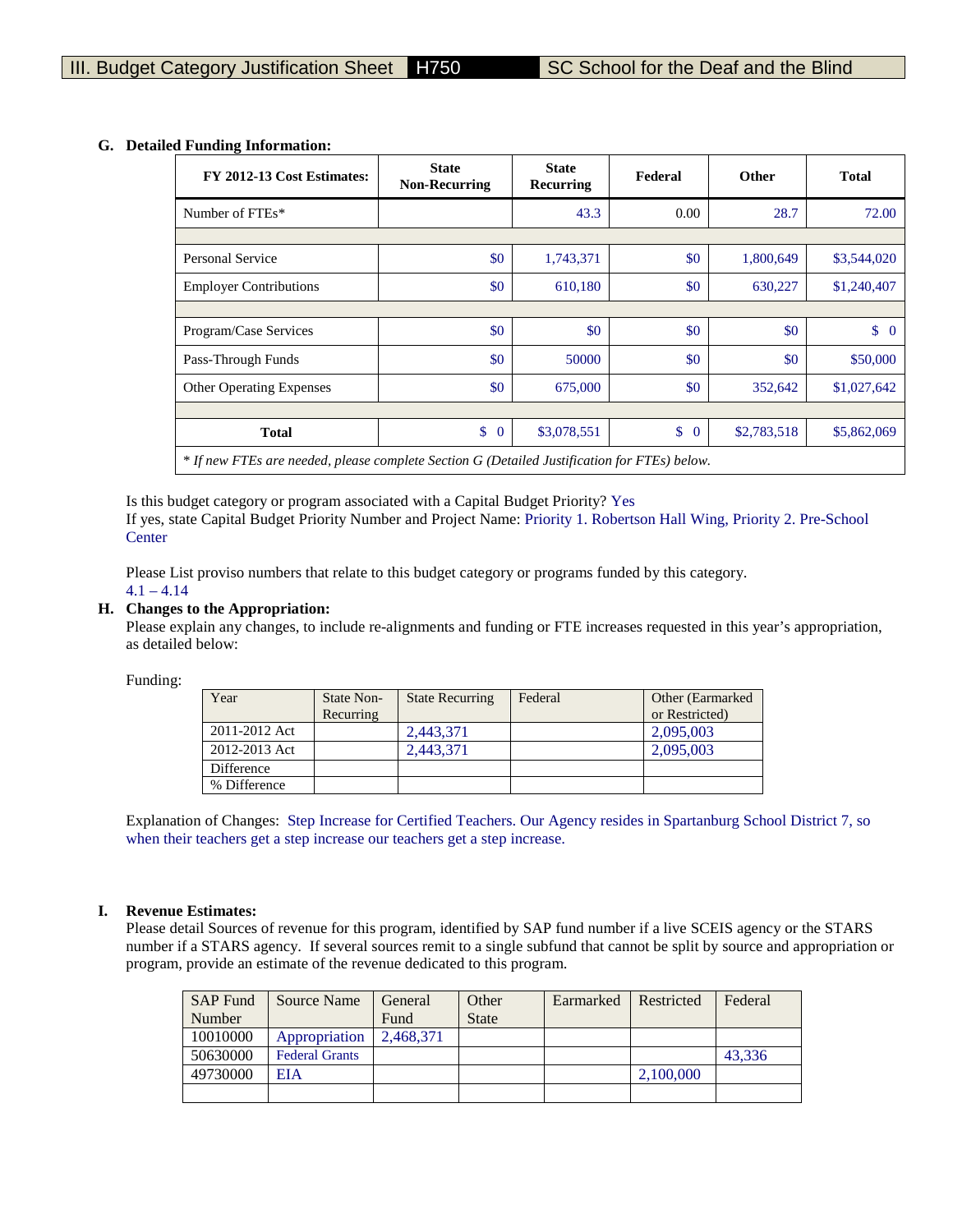III. Budget Category Justification Sheet | H750 | SC School for the Deaf and the Blind

**G. Detailed Funding Information:**

| FY 2012-13 Cost Estimates: | State Non-Recurring | State Recurring | Federal | Other | Total |
|---|---|---|---|---|---|
| Number of FTEs* | | 43.3 | 0.00 | 28.7 | 72.00 |
| | | | | | |
| Personal Service | $0 | 1,743,371 | $0 | 1,800,649 | $3,544,020 |
| Employer Contributions | $0 | 610,180 | $0 | 630,227 | $1,240,407 |
| | | | | | |
| Program/Case Services | $0 | $0 | $0 | $0 | $ 0 |
| Pass-Through Funds | $0 | 50000 | $0 | $0 | $50,000 |
| Other Operating Expenses | $0 | 675,000 | $0 | 352,642 | $1,027,642 |
| | | | | | |
| **Total** | $ 0 | $3,078,551 | $ 0 | $2,783,518 | $5,862,069 |

*\* If new FTEs are needed, please complete Section G (Detailed Justification for FTEs) below.*

Is this budget category or program associated with a Capital Budget Priority? Yes
If yes, state Capital Budget Priority Number and Project Name: Priority 1. Robertson Hall Wing, Priority 2. Pre-School Center

Please List proviso numbers that relate to this budget category or programs funded by this category.
4.1 – 4.14

**H. Changes to the Appropriation:**
Please explain any changes, to include re-alignments and funding or FTE increases requested in this year's appropriation, as detailed below:

Funding:

| Year | State Non-Recurring | State Recurring | Federal | Other (Earmarked or Restricted) |
|---|---|---|---|---|
| 2011-2012 Act | | 2,443,371 | | 2,095,003 |
| 2012-2013 Act | | 2,443,371 | | 2,095,003 |
| Difference | | | | |
| % Difference | | | | |

Explanation of Changes: Step Increase for Certified Teachers. Our Agency resides in Spartanburg School District 7, so when their teachers get a step increase our teachers get a step increase.

**I. Revenue Estimates:**
Please detail Sources of revenue for this program, identified by SAP fund number if a live SCEIS agency or the STARS number if a STARS agency. If several sources remit to a single subfund that cannot be split by source and appropriation or program, provide an estimate of the revenue dedicated to this program.

| SAP Fund Number | Source Name | General Fund | Other State | Earmarked | Restricted | Federal |
|---|---|---|---|---|---|---|
| 10010000 | Appropriation | 2,468,371 | | | | |
| 50630000 | Federal Grants | | | | | 43,336 |
| 49730000 | EIA | | | | 2,100,000 | |
| | | | | | | |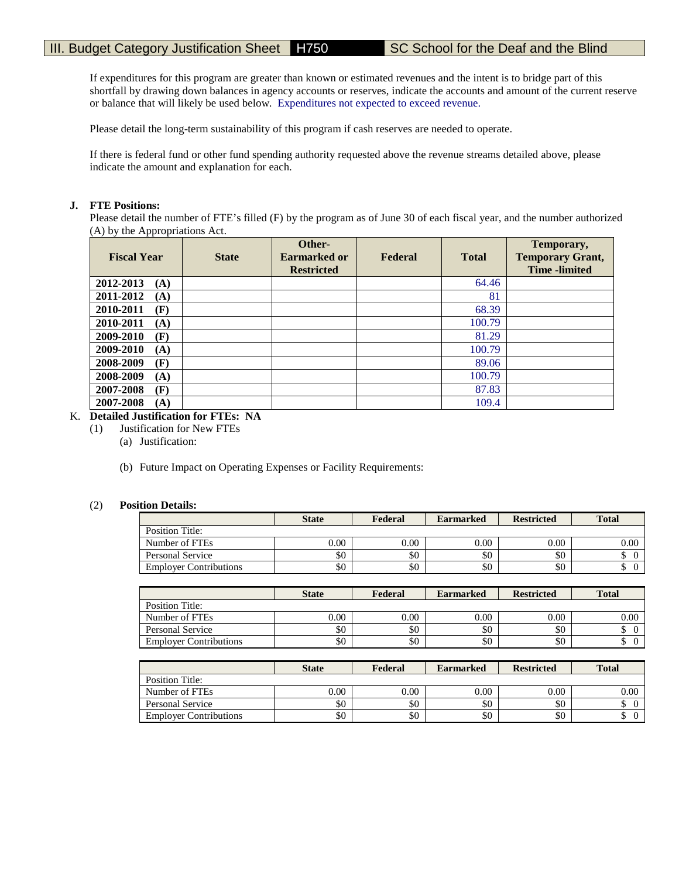# III. Budget Category Justification Sheet H750 SC School for the Deaf and the Blind

If expenditures for this program are greater than known or estimated revenues and the intent is to bridge part of this shortfall by drawing down balances in agency accounts or reserves, indicate the accounts and amount of the current reserve or balance that will likely be used below. Expenditures not expected to exceed revenue.

Please detail the long-term sustainability of this program if cash reserves are needed to operate.

If there is federal fund or other fund spending authority requested above the revenue streams detailed above, please indicate the amount and explanation for each.

**J. FTE Positions:**

Please detail the number of FTE's filled (F) by the program as of June 30 of each fiscal year, and the number authorized (A) by the Appropriations Act.

| Fiscal Year | State | Other-Earmarked or Restricted | Federal | Total | Temporary, Temporary Grant, Time -limited |
|---|---|---|---|---|---|
| **2012-2013 (A)** | | | | 64.46 | |
| **2011-2012 (A)** | | | | 81 | |
| **2010-2011 (F)** | | | | 68.39 | |
| **2010-2011 (A)** | | | | 100.79 | |
| **2009-2010 (F)** | | | | 81.29 | |
| **2009-2010 (A)** | | | | 100.79 | |
| **2008-2009 (F)** | | | | 89.06 | |
| **2008-2009 (A)** | | | | 100.79 | |
| **2007-2008 (F)** | | | | 87.83 | |
| **2007-2008 (A)** | | | | 109.4 | |

K. **Detailed Justification for FTEs: NA**

(1) Justification for New FTEs

(a) Justification:

(b) Future Impact on Operating Expenses or Facility Requirements:

(2) **Position Details:**

| | State | Federal | Earmarked | Restricted | Total |
|---|---|---|---|---|---|
| Position Title: | | | | | |
| Number of FTEs | 0.00 | 0.00 | 0.00 | 0.00 | 0.00 |
| Personal Service | $0 | $0 | $0 | $0 | $ 0 |
| Employer Contributions | $0 | $0 | $0 | $0 | $ 0 |

| | State | Federal | Earmarked | Restricted | Total |
|---|---|---|---|---|---|
| Position Title: | | | | | |
| Number of FTEs | 0.00 | 0.00 | 0.00 | 0.00 | 0.00 |
| Personal Service | $0 | $0 | $0 | $0 | $ 0 |
| Employer Contributions | $0 | $0 | $0 | $0 | $ 0 |

| | State | Federal | Earmarked | Restricted | Total |
|---|---|---|---|---|---|
| Position Title: | | | | | |
| Number of FTEs | 0.00 | 0.00 | 0.00 | 0.00 | 0.00 |
| Personal Service | $0 | $0 | $0 | $0 | $ 0 |
| Employer Contributions | $0 | $0 | $0 | $0 | $ 0 |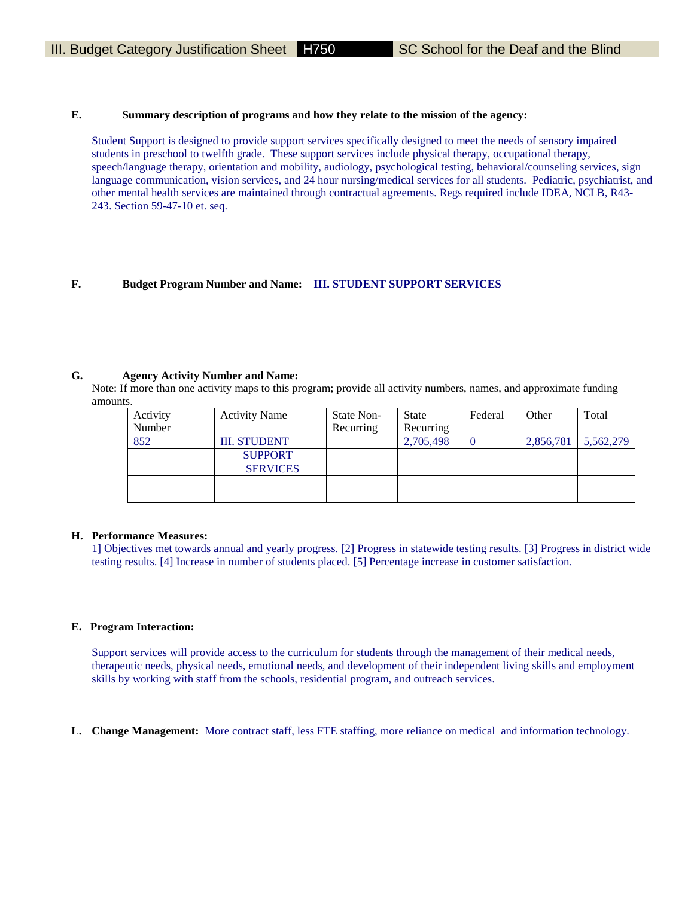III. Budget Category Justification Sheet | H750 | SC School for the Deaf and the Blind

**E. Summary description of programs and how they relate to the mission of the agency:**

Student Support is designed to provide support services specifically designed to meet the needs of sensory impaired students in preschool to twelfth grade. These support services include physical therapy, occupational therapy, speech/language therapy, orientation and mobility, audiology, psychological testing, behavioral/counseling services, sign language communication, vision services, and 24 hour nursing/medical services for all students. Pediatric, psychiatrist, and other mental health services are maintained through contractual agreements. Regs required include IDEA, NCLB, R43-243. Section 59-47-10 et. seq.

**F. Budget Program Number and Name:** **III. STUDENT SUPPORT SERVICES**

**G. Agency Activity Number and Name:**

Note: If more than one activity maps to this program; provide all activity numbers, names, and approximate funding amounts.

| Activity Number | Activity Name | State Non-Recurring | State Recurring | Federal | Other | Total |
|---|---|---|---|---|---|---|
| 852 | III. STUDENT SUPPORT SERVICES | | 2,705,498 | 0 | 2,856,781 | 5,562,279 |
| | | | | | | |
| | | | | | | |

**H. Performance Measures:**

1] Objectives met towards annual and yearly progress. [2] Progress in statewide testing results. [3] Progress in district wide testing results. [4] Increase in number of students placed. [5] Percentage increase in customer satisfaction.

**E. Program Interaction:**

Support services will provide access to the curriculum for students through the management of their medical needs, therapeutic needs, physical needs, emotional needs, and development of their independent living skills and employment skills by working with staff from the schools, residential program, and outreach services.

**L. Change Management:** More contract staff, less FTE staffing, more reliance on medical and information technology.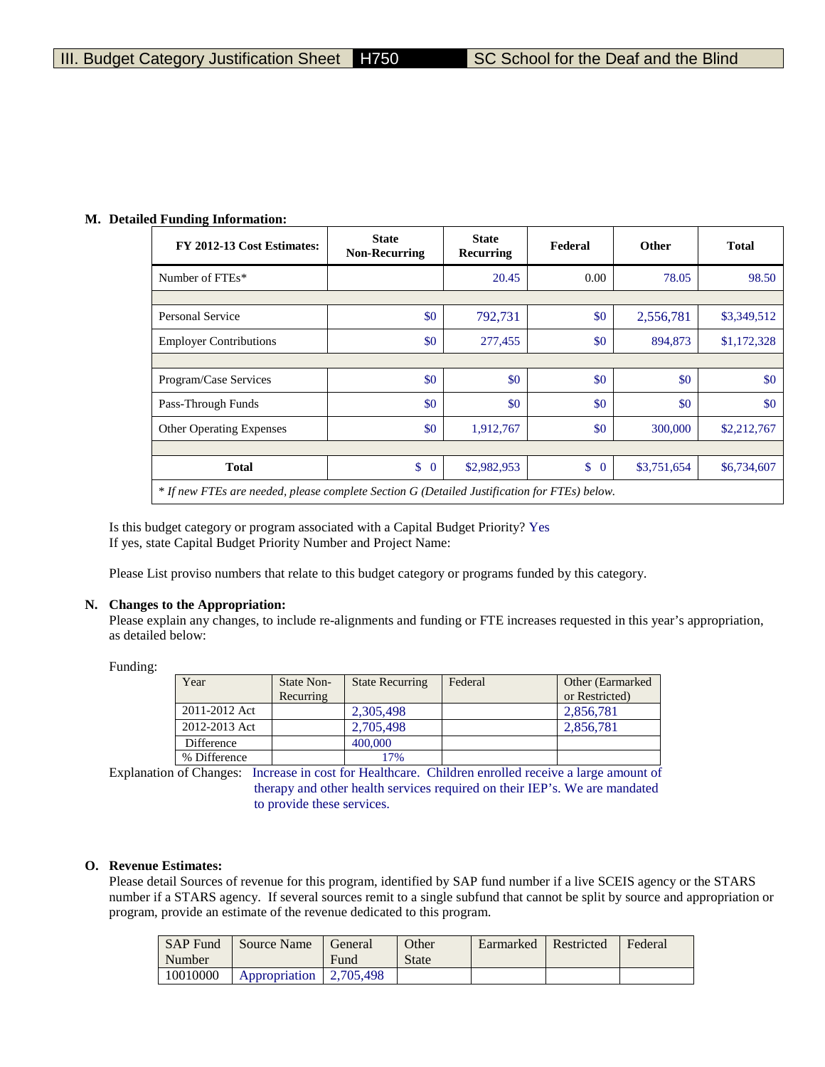III. Budget Category Justification Sheet H750 SC School for the Deaf and the Blind

**M. Detailed Funding Information:**

| FY 2012-13 Cost Estimates: | State Non-Recurring | State Recurring | Federal | Other | Total |
|---|---|---|---|---|---|
| Number of FTEs* | | 20.45 | 0.00 | 78.05 | 98.50 |
| | | | | | |
| Personal Service | $0 | 792,731 | $0 | 2,556,781 | $3,349,512 |
| Employer Contributions | $0 | 277,455 | $0 | 894,873 | $1,172,328 |
| | | | | | |
| Program/Case Services | $0 | $0 | $0 | $0 | $0 |
| Pass-Through Funds | $0 | $0 | $0 | $0 | $0 |
| Other Operating Expenses | $0 | 1,912,767 | $0 | 300,000 | $2,212,767 |
| | | | | | |
| **Total** | $ 0 | $2,982,953 | $ 0 | $3,751,654 | $6,734,607 |

*\* If new FTEs are needed, please complete Section G (Detailed Justification for FTEs) below.*

Is this budget category or program associated with a Capital Budget Priority? Yes
If yes, state Capital Budget Priority Number and Project Name:

Please List proviso numbers that relate to this budget category or programs funded by this category.

**N. Changes to the Appropriation:**
Please explain any changes, to include re-alignments and funding or FTE increases requested in this year's appropriation, as detailed below:

Funding:

| Year | State Non-Recurring | State Recurring | Federal | Other (Earmarked or Restricted) |
|---|---|---|---|---|
| 2011-2012 Act | | 2,305,498 | | 2,856,781 |
| 2012-2013 Act | | 2,705,498 | | 2,856,781 |
| Difference | | 400,000 | | |
| % Difference | | 17% | | |

Explanation of Changes: Increase in cost for Healthcare. Children enrolled receive a large amount of therapy and other health services required on their IEP's. We are mandated to provide these services.

**O. Revenue Estimates:**
Please detail Sources of revenue for this program, identified by SAP fund number if a live SCEIS agency or the STARS number if a STARS agency. If several sources remit to a single subfund that cannot be split by source and appropriation or program, provide an estimate of the revenue dedicated to this program.

| SAP Fund Number | Source Name | General Fund | Other State | Earmarked | Restricted | Federal |
|---|---|---|---|---|---|---|
| 10010000 | Appropriation | 2,705,498 | | | | |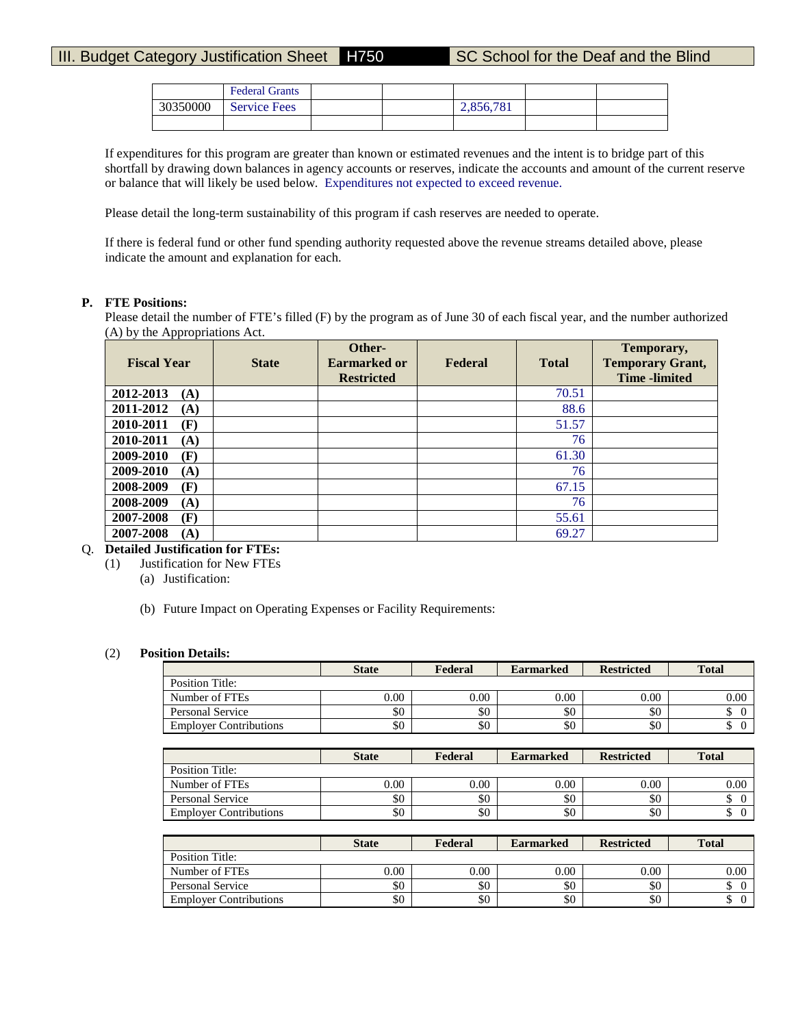# III. Budget Category Justification Sheet H750 SC School for the Deaf and the Blind

| | | | | | | |
|---|---|---|---|---|---|---|
| | Federal Grants | | | | | |
| 30350000 | Service Fees | | | 2,856,781 | | |
| | | | | | | |

If expenditures for this program are greater than known or estimated revenues and the intent is to bridge part of this shortfall by drawing down balances in agency accounts or reserves, indicate the accounts and amount of the current reserve or balance that will likely be used below. Expenditures not expected to exceed revenue.

Please detail the long-term sustainability of this program if cash reserves are needed to operate.

If there is federal fund or other fund spending authority requested above the revenue streams detailed above, please indicate the amount and explanation for each.

**P. FTE Positions:**

Please detail the number of FTE's filled (F) by the program as of June 30 of each fiscal year, and the number authorized (A) by the Appropriations Act.

| Fiscal Year | State | Other-Earmarked or Restricted | Federal | Total | Temporary, Temporary Grant, Time -limited |
|---|---|---|---|---|---|
| 2012-2013 (A) | | | | 70.51 | |
| 2011-2012 (A) | | | | 88.6 | |
| 2010-2011 (F) | | | | 51.57 | |
| 2010-2011 (A) | | | | 76 | |
| 2009-2010 (F) | | | | 61.30 | |
| 2009-2010 (A) | | | | 76 | |
| 2008-2009 (F) | | | | 67.15 | |
| 2008-2009 (A) | | | | 76 | |
| 2007-2008 (F) | | | | 55.61 | |
| 2007-2008 (A) | | | | 69.27 | |

Q. **Detailed Justification for FTEs:**

(1) Justification for New FTEs

(a) Justification:

(b) Future Impact on Operating Expenses or Facility Requirements:

(2) **Position Details:**

| | State | Federal | Earmarked | Restricted | Total |
|---|---|---|---|---|---|
| Position Title: | | | | | |
| Number of FTEs | 0.00 | 0.00 | 0.00 | 0.00 | 0.00 |
| Personal Service | $0 | $0 | $0 | $0 | $ 0 |
| Employer Contributions | $0 | $0 | $0 | $0 | $ 0 |

| | State | Federal | Earmarked | Restricted | Total |
|---|---|---|---|---|---|
| Position Title: | | | | | |
| Number of FTEs | 0.00 | 0.00 | 0.00 | 0.00 | 0.00 |
| Personal Service | $0 | $0 | $0 | $0 | $ 0 |
| Employer Contributions | $0 | $0 | $0 | $0 | $ 0 |

| | State | Federal | Earmarked | Restricted | Total |
|---|---|---|---|---|---|
| Position Title: | | | | | |
| Number of FTEs | 0.00 | 0.00 | 0.00 | 0.00 | 0.00 |
| Personal Service | $0 | $0 | $0 | $0 | $ 0 |
| Employer Contributions | $0 | $0 | $0 | $0 | $ 0 |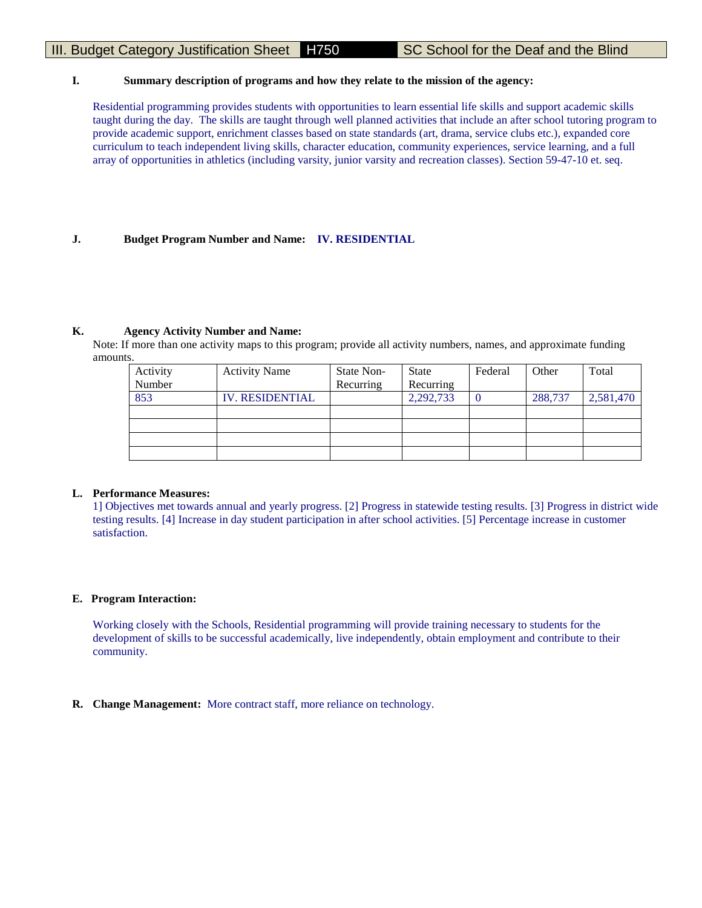# III. Budget Category Justification Sheet | H750 | SC School for the Deaf and the Blind

**I. Summary description of programs and how they relate to the mission of the agency:**

Residential programming provides students with opportunities to learn essential life skills and support academic skills taught during the day. The skills are taught through well planned activities that include an after school tutoring program to provide academic support, enrichment classes based on state standards (art, drama, service clubs etc.), expanded core curriculum to teach independent living skills, character education, community experiences, service learning, and a full array of opportunities in athletics (including varsity, junior varsity and recreation classes). Section 59-47-10 et. seq.

**J. Budget Program Number and Name:** **IV. RESIDENTIAL**

**K. Agency Activity Number and Name:**

Note: If more than one activity maps to this program; provide all activity numbers, names, and approximate funding amounts.

| Activity Number | Activity Name | State Non-Recurring | State Recurring | Federal | Other | Total |
|---|---|---|---|---|---|---|
| 853 | IV. RESIDENTIAL | | 2,292,733 | 0 | 288,737 | 2,581,470 |
| | | | | | | |
| | | | | | | |
| | | | | | | |
| | | | | | | |

**L. Performance Measures:**

1] Objectives met towards annual and yearly progress. [2] Progress in statewide testing results. [3] Progress in district wide testing results. [4] Increase in day student participation in after school activities. [5] Percentage increase in customer satisfaction.

**E. Program Interaction:**

Working closely with the Schools, Residential programming will provide training necessary to students for the development of skills to be successful academically, live independently, obtain employment and contribute to their community.

**R. Change Management:** More contract staff, more reliance on technology.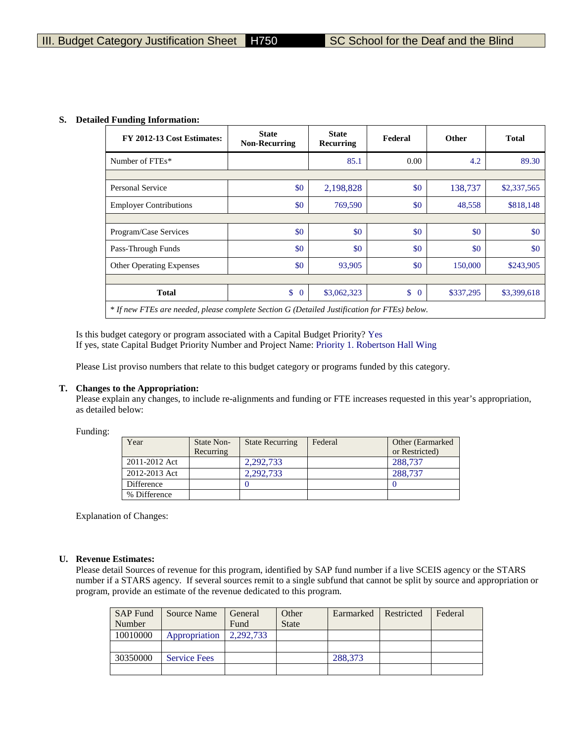III. Budget Category Justification Sheet H750 SC School for the Deaf and the Blind

**S. Detailed Funding Information:**

| FY 2012-13 Cost Estimates: | State Non-Recurring | State Recurring | Federal | Other | Total |
|---|---|---|---|---|---|
| Number of FTEs* | | 85.1 | 0.00 | 4.2 | 89.30 |
| | | | | | |
| Personal Service | $0 | 2,198,828 | $0 | 138,737 | $2,337,565 |
| Employer Contributions | $0 | 769,590 | $0 | 48,558 | $818,148 |
| | | | | | |
| Program/Case Services | $0 | $0 | $0 | $0 | $0 |
| Pass-Through Funds | $0 | $0 | $0 | $0 | $0 |
| Other Operating Expenses | $0 | 93,905 | $0 | 150,000 | $243,905 |
| | | | | | |
| **Total** | $ 0 | $3,062,323 | $ 0 | $337,295 | $3,399,618 |

*\* If new FTEs are needed, please complete Section G (Detailed Justification for FTEs) below.*

Is this budget category or program associated with a Capital Budget Priority? Yes
If yes, state Capital Budget Priority Number and Project Name: Priority 1. Robertson Hall Wing

Please List proviso numbers that relate to this budget category or programs funded by this category.

**T. Changes to the Appropriation:**
Please explain any changes, to include re-alignments and funding or FTE increases requested in this year's appropriation, as detailed below:

Funding:

| Year | State Non-Recurring | State Recurring | Federal | Other (Earmarked or Restricted) |
|---|---|---|---|---|
| 2011-2012 Act | | 2,292,733 | | 288,737 |
| 2012-2013 Act | | 2,292,733 | | 288,737 |
| Difference | | 0 | | 0 |
| % Difference | | | | |

Explanation of Changes:

**U. Revenue Estimates:**
Please detail Sources of revenue for this program, identified by SAP fund number if a live SCEIS agency or the STARS number if a STARS agency. If several sources remit to a single subfund that cannot be split by source and appropriation or program, provide an estimate of the revenue dedicated to this program.

| SAP Fund Number | Source Name | General Fund | Other State | Earmarked | Restricted | Federal |
|---|---|---|---|---|---|---|
| 10010000 | Appropriation | 2,292,733 | | | | |
| | | | | | | |
| 30350000 | Service Fees | | | 288,373 | | |
| | | | | | | |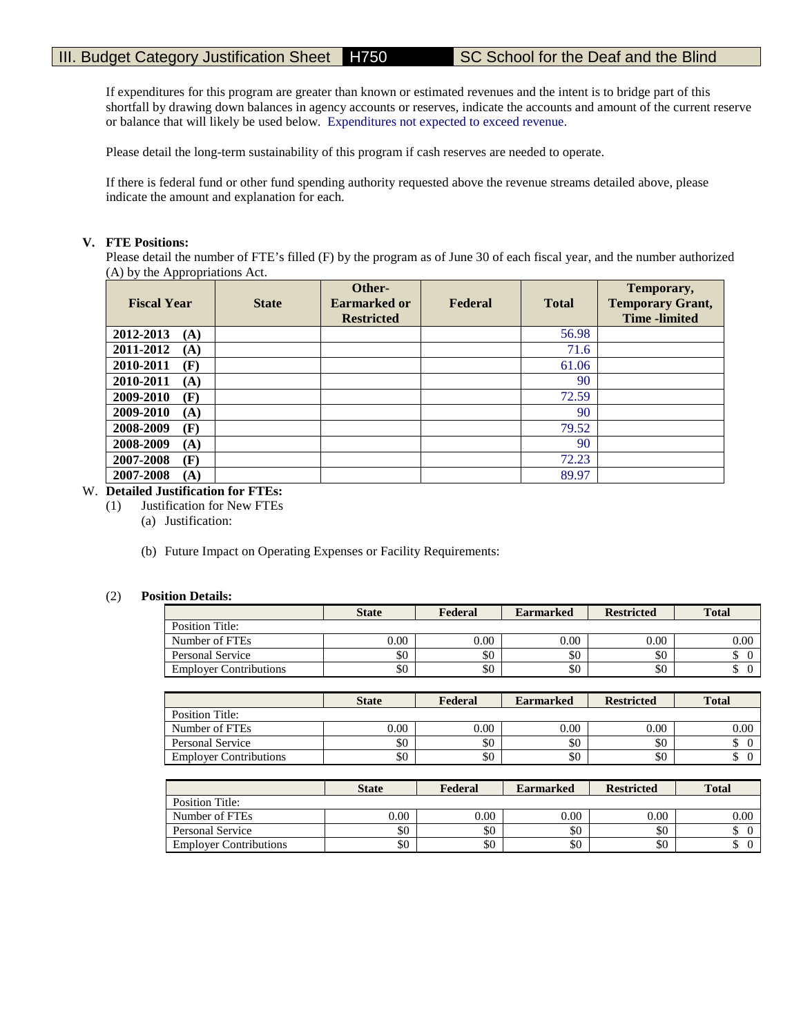## III. Budget Category Justification Sheet H750 SC School for the Deaf and the Blind

If expenditures for this program are greater than known or estimated revenues and the intent is to bridge part of this shortfall by drawing down balances in agency accounts or reserves, indicate the accounts and amount of the current reserve or balance that will likely be used below. Expenditures not expected to exceed revenue.

Please detail the long-term sustainability of this program if cash reserves are needed to operate.

If there is federal fund or other fund spending authority requested above the revenue streams detailed above, please indicate the amount and explanation for each.

**V. FTE Positions:**

Please detail the number of FTE's filled (F) by the program as of June 30 of each fiscal year, and the number authorized (A) by the Appropriations Act.

| Fiscal Year | State | Other-Earmarked or Restricted | Federal | Total | Temporary, Temporary Grant, Time -limited |
|---|---|---|---|---|---|
| 2012-2013 (A) | | | | 56.98 | |
| 2011-2012 (A) | | | | 71.6 | |
| 2010-2011 (F) | | | | 61.06 | |
| 2010-2011 (A) | | | | 90 | |
| 2009-2010 (F) | | | | 72.59 | |
| 2009-2010 (A) | | | | 90 | |
| 2008-2009 (F) | | | | 79.52 | |
| 2008-2009 (A) | | | | 90 | |
| 2007-2008 (F) | | | | 72.23 | |
| 2007-2008 (A) | | | | 89.97 | |

W. **Detailed Justification for FTEs:**

(1) Justification for New FTEs

(a) Justification:

(b) Future Impact on Operating Expenses or Facility Requirements:

(2) **Position Details:**

| | State | Federal | Earmarked | Restricted | Total |
|---|---|---|---|---|---|
| Position Title: | | | | | |
| Number of FTEs | 0.00 | 0.00 | 0.00 | 0.00 | 0.00 |
| Personal Service | $0 | $0 | $0 | $0 | $ 0 |
| Employer Contributions | $0 | $0 | $0 | $0 | $ 0 |

| | State | Federal | Earmarked | Restricted | Total |
|---|---|---|---|---|---|
| Position Title: | | | | | |
| Number of FTEs | 0.00 | 0.00 | 0.00 | 0.00 | 0.00 |
| Personal Service | $0 | $0 | $0 | $0 | $ 0 |
| Employer Contributions | $0 | $0 | $0 | $0 | $ 0 |

| | State | Federal | Earmarked | Restricted | Total |
|---|---|---|---|---|---|
| Position Title: | | | | | |
| Number of FTEs | 0.00 | 0.00 | 0.00 | 0.00 | 0.00 |
| Personal Service | $0 | $0 | $0 | $0 | $ 0 |
| Employer Contributions | $0 | $0 | $0 | $0 | $ 0 |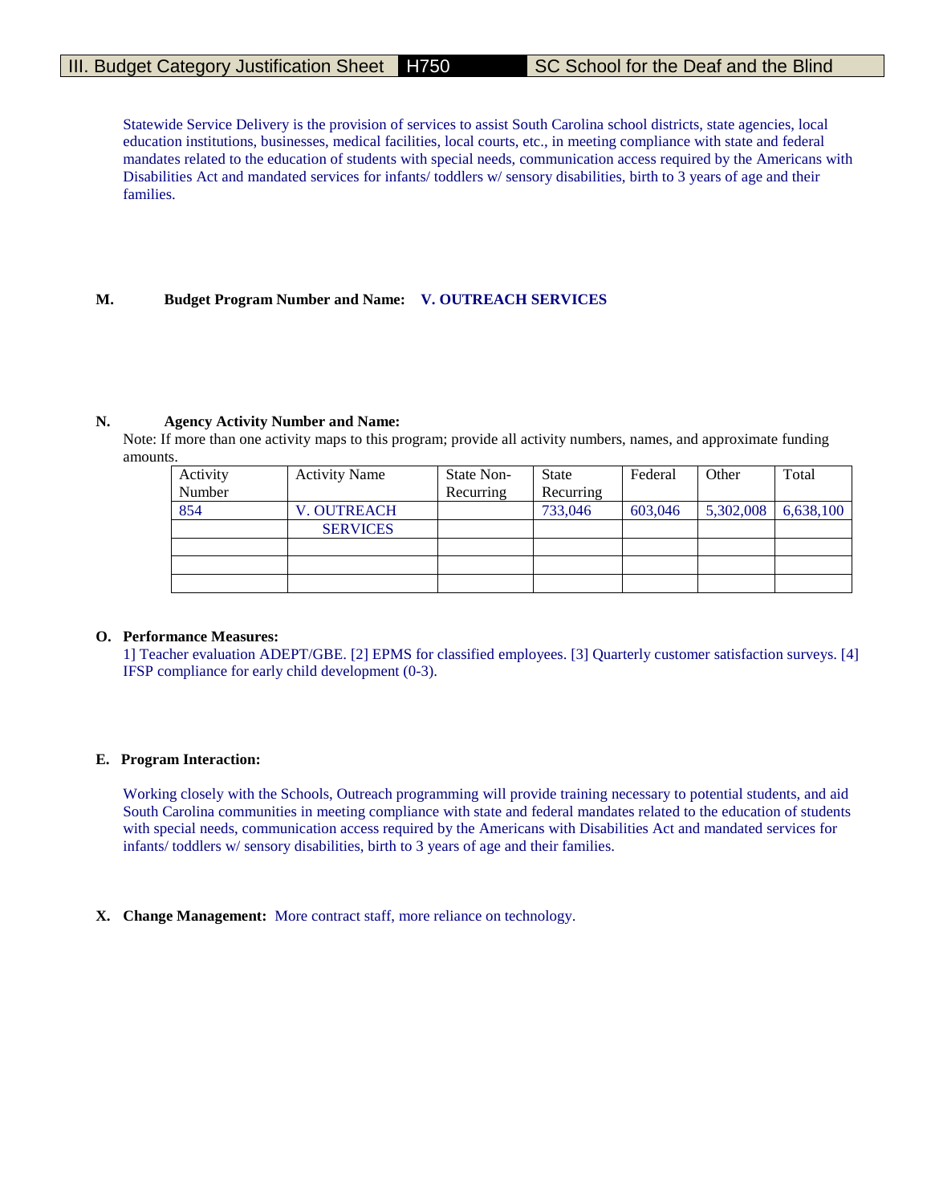III. Budget Category Justification Sheet | H750 | SC School for the Deaf and the Blind

Statewide Service Delivery is the provision of services to assist South Carolina school districts, state agencies, local education institutions, businesses, medical facilities, local courts, etc., in meeting compliance with state and federal mandates related to the education of students with special needs, communication access required by the Americans with Disabilities Act and mandated services for infants/ toddlers w/ sensory disabilities, birth to 3 years of age and their families.

**M. Budget Program Number and Name: V. OUTREACH SERVICES**

**N. Agency Activity Number and Name:**

Note: If more than one activity maps to this program; provide all activity numbers, names, and approximate funding amounts.

| Activity Number | Activity Name | State Non-Recurring | State Recurring | Federal | Other | Total |
|---|---|---|---|---|---|---|
| 854 | V. OUTREACH SERVICES | | 733,046 | 603,046 | 5,302,008 | 6,638,100 |
| | | | | | | |
| | | | | | | |
| | | | | | | |

**O. Performance Measures:**

1] Teacher evaluation ADEPT/GBE. [2] EPMS for classified employees. [3] Quarterly customer satisfaction surveys. [4] IFSP compliance for early child development (0-3).

**E. Program Interaction:**

Working closely with the Schools, Outreach programming will provide training necessary to potential students, and aid South Carolina communities in meeting compliance with state and federal mandates related to the education of students with special needs, communication access required by the Americans with Disabilities Act and mandated services for infants/ toddlers w/ sensory disabilities, birth to 3 years of age and their families.

**X. Change Management:** More contract staff, more reliance on technology.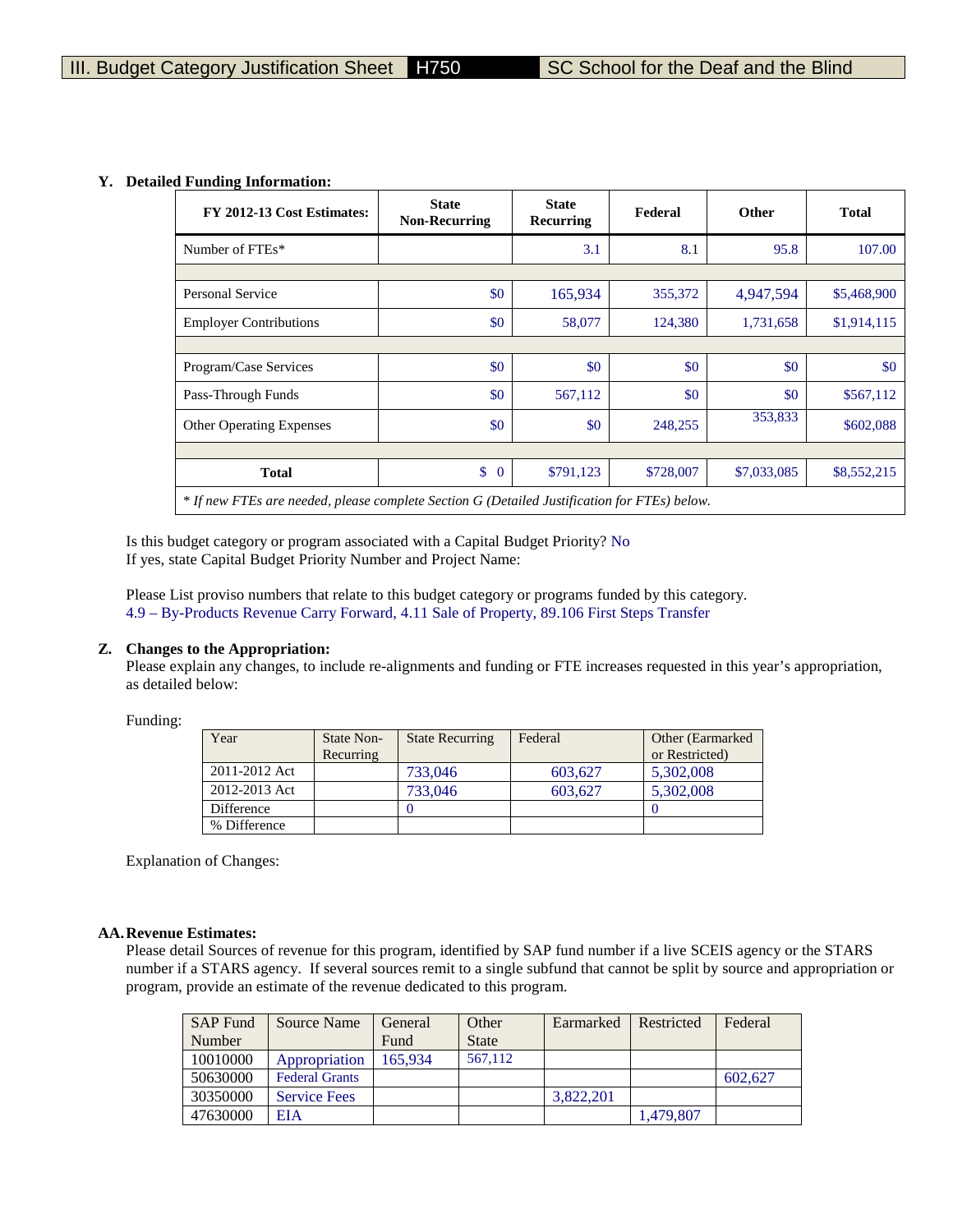III. Budget Category Justification Sheet | H750 | SC School for the Deaf and the Blind

**Y. Detailed Funding Information:**

| FY 2012-13 Cost Estimates: | State Non-Recurring | State Recurring | Federal | Other | Total |
|---|---|---|---|---|---|
| Number of FTEs* | | 3.1 | 8.1 | 95.8 | 107.00 |
| | | | | | |
| Personal Service | $0 | 165,934 | 355,372 | 4,947,594 | $5,468,900 |
| Employer Contributions | $0 | 58,077 | 124,380 | 1,731,658 | $1,914,115 |
| | | | | | |
| Program/Case Services | $0 | $0 | $0 | $0 | $0 |
| Pass-Through Funds | $0 | 567,112 | $0 | $0 | $567,112 |
| Other Operating Expenses | $0 | $0 | 248,255 | 353,833 | $602,088 |
| | | | | | |
| **Total** | $ 0 | $791,123 | $728,007 | $7,033,085 | $8,552,215 |

*\* If new FTEs are needed, please complete Section G (Detailed Justification for FTEs) below.*

Is this budget category or program associated with a Capital Budget Priority? No
If yes, state Capital Budget Priority Number and Project Name:

Please List proviso numbers that relate to this budget category or programs funded by this category.
4.9 – By-Products Revenue Carry Forward, 4.11 Sale of Property, 89.106 First Steps Transfer

**Z. Changes to the Appropriation:**
Please explain any changes, to include re-alignments and funding or FTE increases requested in this year's appropriation, as detailed below:

Funding:

| Year | State Non-Recurring | State Recurring | Federal | Other (Earmarked or Restricted) |
|---|---|---|---|---|
| 2011-2012 Act | | 733,046 | 603,627 | 5,302,008 |
| 2012-2013 Act | | 733,046 | 603,627 | 5,302,008 |
| Difference | | 0 | | 0 |
| % Difference | | | | |

Explanation of Changes:

**AA. Revenue Estimates:**
Please detail Sources of revenue for this program, identified by SAP fund number if a live SCEIS agency or the STARS number if a STARS agency. If several sources remit to a single subfund that cannot be split by source and appropriation or program, provide an estimate of the revenue dedicated to this program.

| SAP Fund Number | Source Name | General Fund | Other State | Earmarked | Restricted | Federal |
|---|---|---|---|---|---|---|
| 10010000 | Appropriation | 165,934 | 567,112 | | | |
| 50630000 | Federal Grants | | | | | 602,627 |
| 30350000 | Service Fees | | | 3,822,201 | | |
| 47630000 | EIA | | | | 1,479,807 | |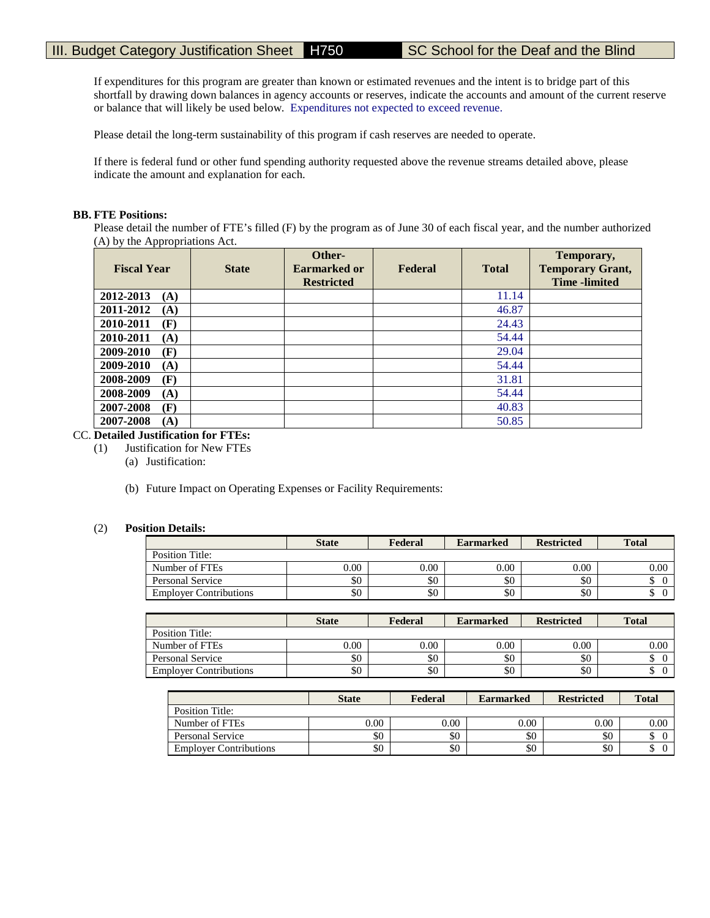# III. Budget Category Justification Sheet H750 SC School for the Deaf and the Blind

If expenditures for this program are greater than known or estimated revenues and the intent is to bridge part of this shortfall by drawing down balances in agency accounts or reserves, indicate the accounts and amount of the current reserve or balance that will likely be used below. Expenditures not expected to exceed revenue.

Please detail the long-term sustainability of this program if cash reserves are needed to operate.

If there is federal fund or other fund spending authority requested above the revenue streams detailed above, please indicate the amount and explanation for each.

**BB. FTE Positions:**

Please detail the number of FTE's filled (F) by the program as of June 30 of each fiscal year, and the number authorized (A) by the Appropriations Act.

| Fiscal Year | State | Other-Earmarked or Restricted | Federal | Total | Temporary, Temporary Grant, Time -limited |
|---|---|---|---|---|---|
| **2012-2013 (A)** | | | | 11.14 | |
| **2011-2012 (A)** | | | | 46.87 | |
| **2010-2011 (F)** | | | | 24.43 | |
| **2010-2011 (A)** | | | | 54.44 | |
| **2009-2010 (F)** | | | | 29.04 | |
| **2009-2010 (A)** | | | | 54.44 | |
| **2008-2009 (F)** | | | | 31.81 | |
| **2008-2009 (A)** | | | | 54.44 | |
| **2007-2008 (F)** | | | | 40.83 | |
| **2007-2008 (A)** | | | | 50.85 | |

CC. **Detailed Justification for FTEs:**

(1) Justification for New FTEs

(a) Justification:

(b) Future Impact on Operating Expenses or Facility Requirements:

(2) **Position Details:**

| | State | Federal | Earmarked | Restricted | Total |
|---|---|---|---|---|---|
| Position Title: | | | | | |
| Number of FTEs | 0.00 | 0.00 | 0.00 | 0.00 | 0.00 |
| Personal Service | $0 | $0 | $0 | $0 | $ 0 |
| Employer Contributions | $0 | $0 | $0 | $0 | $ 0 |

| | State | Federal | Earmarked | Restricted | Total |
|---|---|---|---|---|---|
| Position Title: | | | | | |
| Number of FTEs | 0.00 | 0.00 | 0.00 | 0.00 | 0.00 |
| Personal Service | $0 | $0 | $0 | $0 | $ 0 |
| Employer Contributions | $0 | $0 | $0 | $0 | $ 0 |

| | State | Federal | Earmarked | Restricted | Total |
|---|---|---|---|---|---|
| Position Title: | | | | | |
| Number of FTEs | 0.00 | 0.00 | 0.00 | 0.00 | 0.00 |
| Personal Service | $0 | $0 | $0 | $0 | $ 0 |
| Employer Contributions | $0 | $0 | $0 | $0 | $ 0 |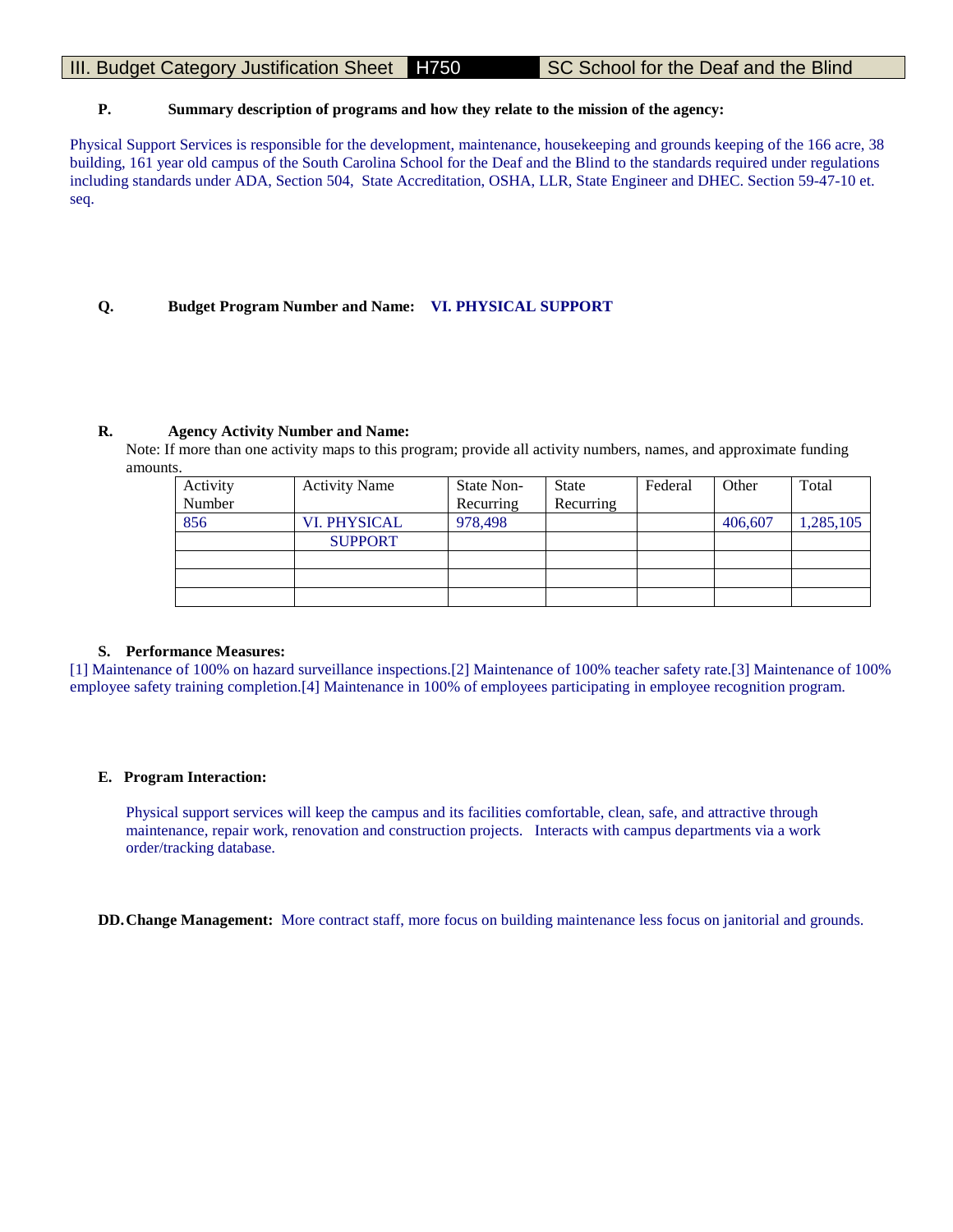# III. Budget Category Justification Sheet H750 SC School for the Deaf and the Blind

**P. Summary description of programs and how they relate to the mission of the agency:**

Physical Support Services is responsible for the development, maintenance, housekeeping and grounds keeping of the 166 acre, 38 building, 161 year old campus of the South Carolina School for the Deaf and the Blind to the standards required under regulations including standards under ADA, Section 504, State Accreditation, OSHA, LLR, State Engineer and DHEC. Section 59-47-10 et. seq.

**Q. Budget Program Number and Name:** **VI. PHYSICAL SUPPORT**

**R. Agency Activity Number and Name:**

Note: If more than one activity maps to this program; provide all activity numbers, names, and approximate funding amounts.

| Activity Number | Activity Name | State Non-Recurring | State Recurring | Federal | Other | Total |
|---|---|---|---|---|---|---|
| 856 | VI. PHYSICAL SUPPORT | 978,498 | | | 406,607 | 1,285,105 |
| | | | | | | |
| | | | | | | |
| | | | | | | |

**S. Performance Measures:**

[1] Maintenance of 100% on hazard surveillance inspections.[2] Maintenance of 100% teacher safety rate.[3] Maintenance of 100% employee safety training completion.[4] Maintenance in 100% of employees participating in employee recognition program.

**E. Program Interaction:**

Physical support services will keep the campus and its facilities comfortable, clean, safe, and attractive through maintenance, repair work, renovation and construction projects. Interacts with campus departments via a work order/tracking database.

**DD. Change Management:** More contract staff, more focus on building maintenance less focus on janitorial and grounds.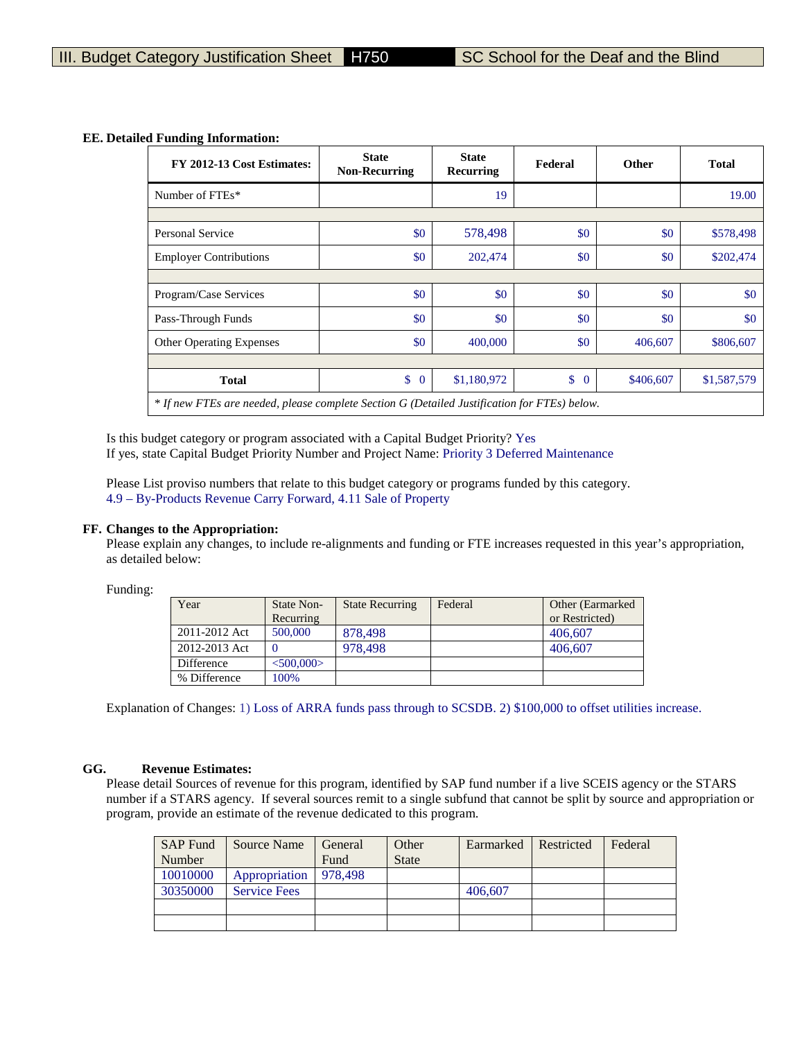## III. Budget Category Justification Sheet H750 SC School for the Deaf and the Blind

**EE. Detailed Funding Information:**

| FY 2012-13 Cost Estimates: | State Non-Recurring | State Recurring | Federal | Other | Total |
|---|---|---|---|---|---|
| Number of FTEs* | | 19 | | | 19.00 |
| | | | | | |
| Personal Service | $0 | 578,498 | $0 | $0 | $578,498 |
| Employer Contributions | $0 | 202,474 | $0 | $0 | $202,474 |
| | | | | | |
| Program/Case Services | $0 | $0 | $0 | $0 | $0 |
| Pass-Through Funds | $0 | $0 | $0 | $0 | $0 |
| Other Operating Expenses | $0 | 400,000 | $0 | 406,607 | $806,607 |
| | | | | | |
| **Total** | $ 0 | $1,180,972 | $ 0 | $406,607 | $1,587,579 |

*\* If new FTEs are needed, please complete Section G (Detailed Justification for FTEs) below.*

Is this budget category or program associated with a Capital Budget Priority? Yes
If yes, state Capital Budget Priority Number and Project Name: Priority 3 Deferred Maintenance

Please List proviso numbers that relate to this budget category or programs funded by this category.
4.9 – By-Products Revenue Carry Forward, 4.11 Sale of Property

**FF. Changes to the Appropriation:**
Please explain any changes, to include re-alignments and funding or FTE increases requested in this year's appropriation, as detailed below:

Funding:

| Year | State Non-Recurring | State Recurring | Federal | Other (Earmarked or Restricted) |
|---|---|---|---|---|
| 2011-2012 Act | 500,000 | 878,498 | | 406,607 |
| 2012-2013 Act | 0 | 978,498 | | 406,607 |
| Difference | <500,000> | | | |
| % Difference | 100% | | | |

Explanation of Changes: 1) Loss of ARRA funds pass through to SCSDB. 2) $100,000 to offset utilities increase.

**GG. Revenue Estimates:**
Please detail Sources of revenue for this program, identified by SAP fund number if a live SCEIS agency or the STARS number if a STARS agency. If several sources remit to a single subfund that cannot be split by source and appropriation or program, provide an estimate of the revenue dedicated to this program.

| SAP Fund Number | Source Name | General Fund | Other State | Earmarked | Restricted | Federal |
|---|---|---|---|---|---|---|
| 10010000 | Appropriation | 978,498 | | | | |
| 30350000 | Service Fees | | | 406,607 | | |
| | | | | | | |
| | | | | | | |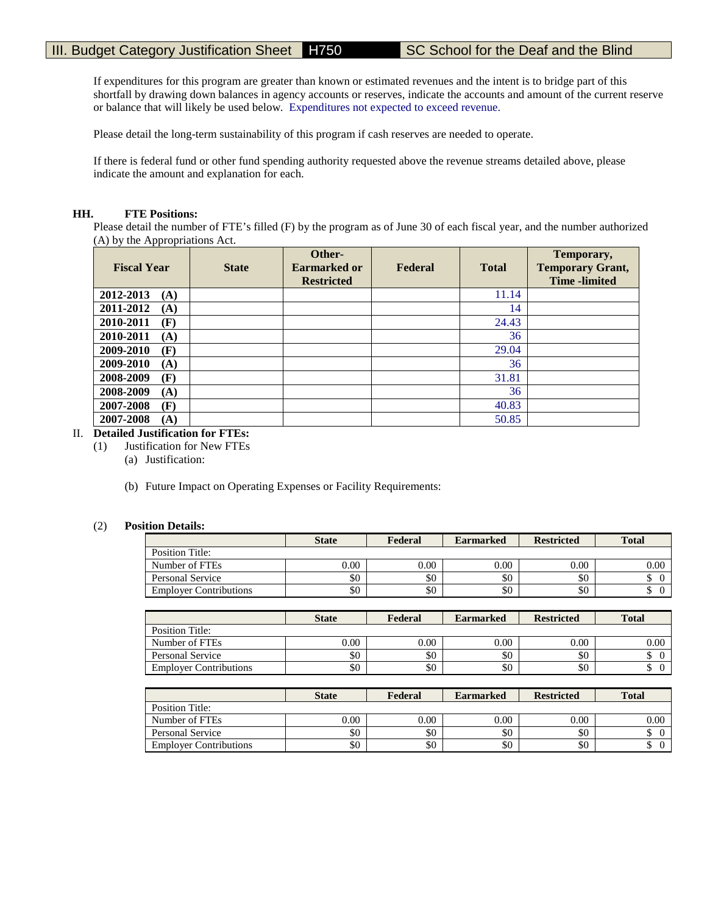# III. Budget Category Justification Sheet H750 SC School for the Deaf and the Blind

If expenditures for this program are greater than known or estimated revenues and the intent is to bridge part of this shortfall by drawing down balances in agency accounts or reserves, indicate the accounts and amount of the current reserve or balance that will likely be used below. Expenditures not expected to exceed revenue.

Please detail the long-term sustainability of this program if cash reserves are needed to operate.

If there is federal fund or other fund spending authority requested above the revenue streams detailed above, please indicate the amount and explanation for each.

**HH. FTE Positions:**

Please detail the number of FTE's filled (F) by the program as of June 30 of each fiscal year, and the number authorized (A) by the Appropriations Act.

| Fiscal Year | State | Other-Earmarked or Restricted | Federal | Total | Temporary, Temporary Grant, Time -limited |
|---|---|---|---|---|---|
| **2012-2013 (A)** | | | | 11.14 | |
| **2011-2012 (A)** | | | | 14 | |
| **2010-2011 (F)** | | | | 24.43 | |
| **2010-2011 (A)** | | | | 36 | |
| **2009-2010 (F)** | | | | 29.04 | |
| **2009-2010 (A)** | | | | 36 | |
| **2008-2009 (F)** | | | | 31.81 | |
| **2008-2009 (A)** | | | | 36 | |
| **2007-2008 (F)** | | | | 40.83 | |
| **2007-2008 (A)** | | | | 50.85 | |

II. **Detailed Justification for FTEs:**

(1) Justification for New FTEs

(a) Justification:

(b) Future Impact on Operating Expenses or Facility Requirements:

(2) **Position Details:**

| | State | Federal | Earmarked | Restricted | Total |
|---|---|---|---|---|---|
| Position Title: | | | | | |
| Number of FTEs | 0.00 | 0.00 | 0.00 | 0.00 | 0.00 |
| Personal Service | $0 | $0 | $0 | $0 | $ 0 |
| Employer Contributions | $0 | $0 | $0 | $0 | $ 0 |

| | State | Federal | Earmarked | Restricted | Total |
|---|---|---|---|---|---|
| Position Title: | | | | | |
| Number of FTEs | 0.00 | 0.00 | 0.00 | 0.00 | 0.00 |
| Personal Service | $0 | $0 | $0 | $0 | $ 0 |
| Employer Contributions | $0 | $0 | $0 | $0 | $ 0 |

| | State | Federal | Earmarked | Restricted | Total |
|---|---|---|---|---|---|
| Position Title: | | | | | |
| Number of FTEs | 0.00 | 0.00 | 0.00 | 0.00 | 0.00 |
| Personal Service | $0 | $0 | $0 | $0 | $ 0 |
| Employer Contributions | $0 | $0 | $0 | $0 | $ 0 |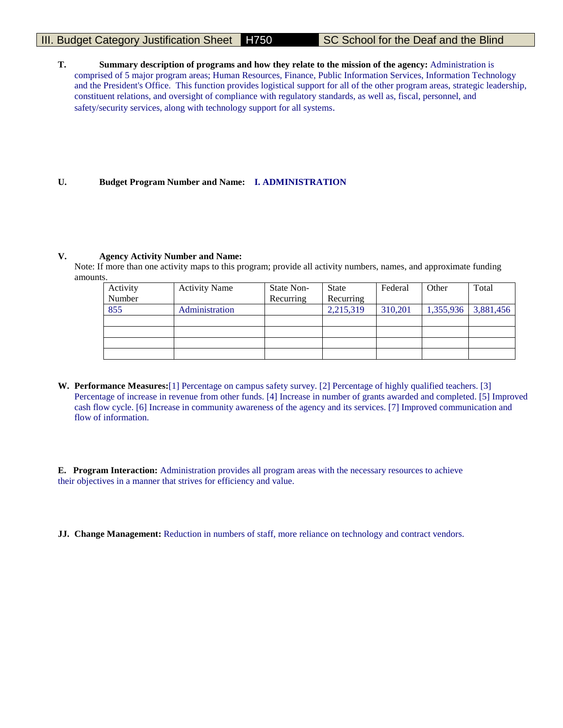# III. Budget Category Justification Sheet H750 SC School for the Deaf and the Blind

**T. Summary description of programs and how they relate to the mission of the agency:** Administration is comprised of 5 major program areas; Human Resources, Finance, Public Information Services, Information Technology and the President's Office. This function provides logistical support for all of the other program areas, strategic leadership, constituent relations, and oversight of compliance with regulatory standards, as well as, fiscal, personnel, and safety/security services, along with technology support for all systems.

**U. Budget Program Number and Name:** **I. ADMINISTRATION**

**V. Agency Activity Number and Name:**

Note: If more than one activity maps to this program; provide all activity numbers, names, and approximate funding amounts.

| Activity Number | Activity Name | State Non-Recurring | State Recurring | Federal | Other | Total |
|---|---|---|---|---|---|---|
| 855 | Administration | | 2,215,319 | 310,201 | 1,355,936 | 3,881,456 |
| | | | | | | |
| | | | | | | |
| | | | | | | |
| | | | | | | |

**W. Performance Measures:**[1] Percentage on campus safety survey. [2] Percentage of highly qualified teachers. [3] Percentage of increase in revenue from other funds. [4] Increase in number of grants awarded and completed. [5] Improved cash flow cycle. [6] Increase in community awareness of the agency and its services. [7] Improved communication and flow of information.

**E. Program Interaction:** Administration provides all program areas with the necessary resources to achieve their objectives in a manner that strives for efficiency and value.

**JJ. Change Management:** Reduction in numbers of staff, more reliance on technology and contract vendors.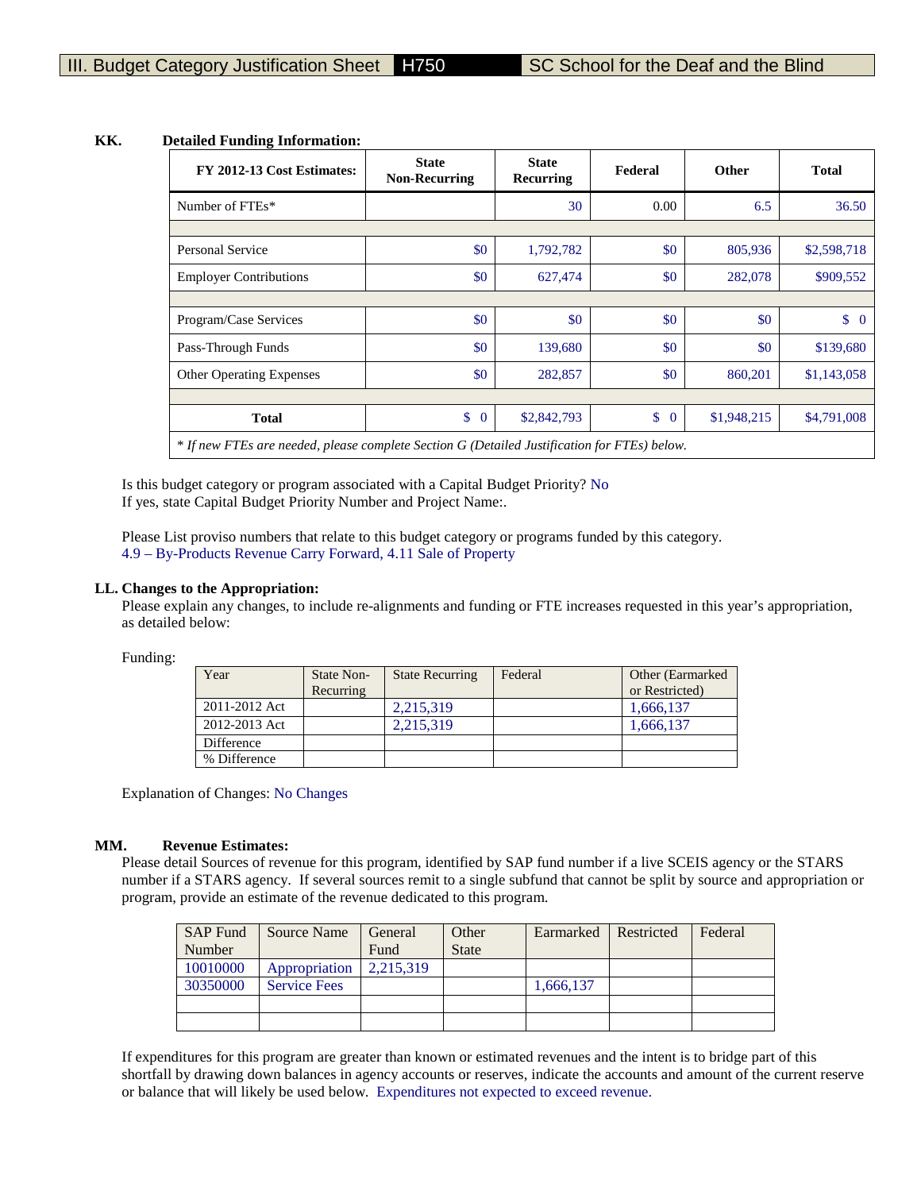III. Budget Category Justification Sheet H750 SC School for the Deaf and the Blind

**KK. Detailed Funding Information:**

| FY 2012-13 Cost Estimates: | State Non-Recurring | State Recurring | Federal | Other | Total |
|---|---|---|---|---|---|
| Number of FTEs* | | 30 | 0.00 | 6.5 | 36.50 |
| | | | | | |
| Personal Service | $0 | 1,792,782 | $0 | 805,936 | $2,598,718 |
| Employer Contributions | $0 | 627,474 | $0 | 282,078 | $909,552 |
| | | | | | |
| Program/Case Services | $0 | $0 | $0 | $0 | $ 0 |
| Pass-Through Funds | $0 | 139,680 | $0 | $0 | $139,680 |
| Other Operating Expenses | $0 | 282,857 | $0 | 860,201 | $1,143,058 |
| | | | | | |
| **Total** | $ 0 | $2,842,793 | $ 0 | $1,948,215 | $4,791,008 |

*\* If new FTEs are needed, please complete Section G (Detailed Justification for FTEs) below.*

Is this budget category or program associated with a Capital Budget Priority? No
If yes, state Capital Budget Priority Number and Project Name:.

Please List proviso numbers that relate to this budget category or programs funded by this category.
4.9 – By-Products Revenue Carry Forward, 4.11 Sale of Property

**LL. Changes to the Appropriation:**
Please explain any changes, to include re-alignments and funding or FTE increases requested in this year's appropriation, as detailed below:

Funding:

| Year | State Non-Recurring | State Recurring | Federal | Other (Earmarked or Restricted) |
|---|---|---|---|---|
| 2011-2012 Act | | 2,215,319 | | 1,666,137 |
| 2012-2013 Act | | 2,215,319 | | 1,666,137 |
| Difference | | | | |
| % Difference | | | | |

Explanation of Changes: No Changes

**MM. Revenue Estimates:**
Please detail Sources of revenue for this program, identified by SAP fund number if a live SCEIS agency or the STARS number if a STARS agency. If several sources remit to a single subfund that cannot be split by source and appropriation or program, provide an estimate of the revenue dedicated to this program.

| SAP Fund Number | Source Name | General Fund | Other State | Earmarked | Restricted | Federal |
|---|---|---|---|---|---|---|
| 10010000 | Appropriation | 2,215,319 | | | | |
| 30350000 | Service Fees | | | 1,666,137 | | |
| | | | | | | |
| | | | | | | |

If expenditures for this program are greater than known or estimated revenues and the intent is to bridge part of this shortfall by drawing down balances in agency accounts or reserves, indicate the accounts and amount of the current reserve or balance that will likely be used below. Expenditures not expected to exceed revenue.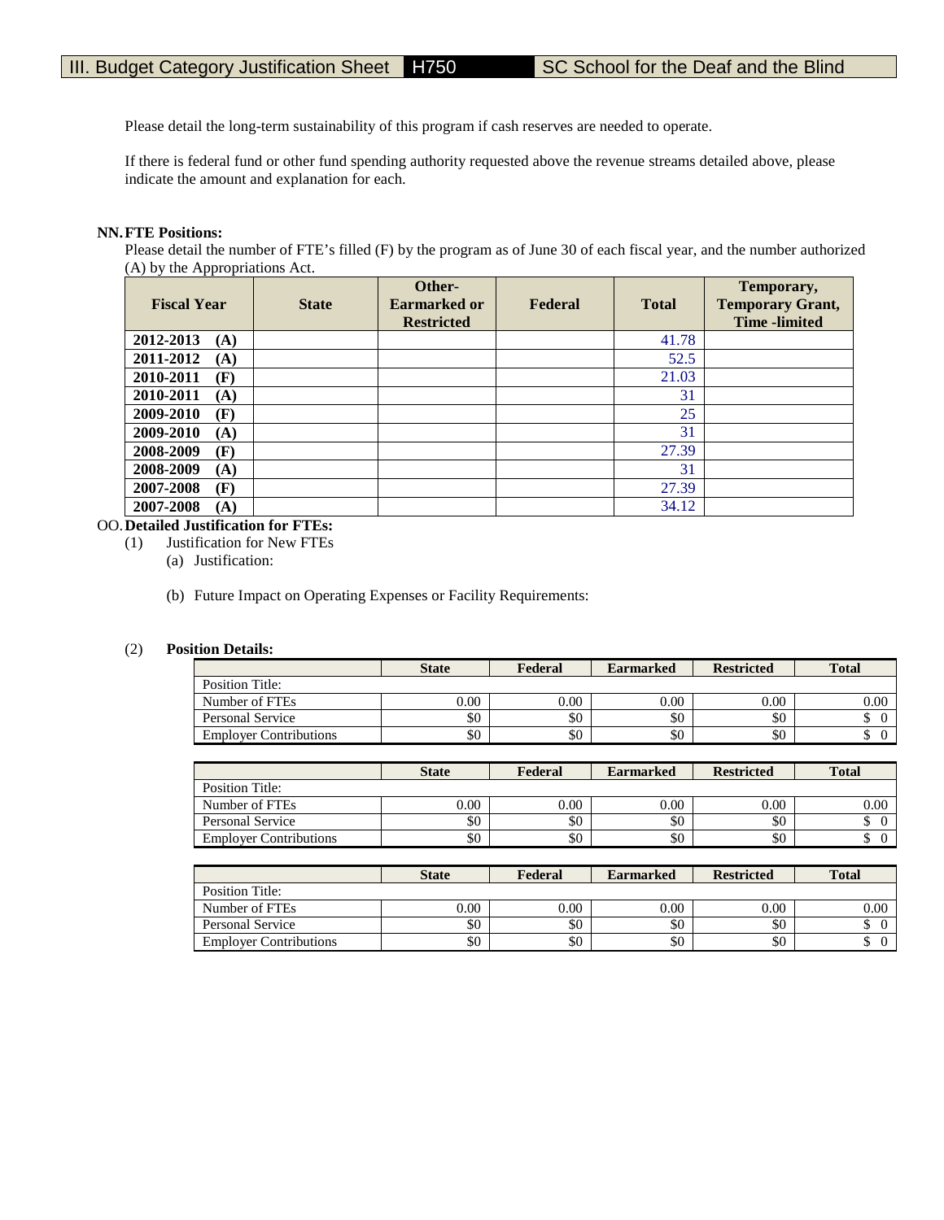III. Budget Category Justification Sheet H750 SC School for the Deaf and the Blind

Please detail the long-term sustainability of this program if cash reserves are needed to operate.

If there is federal fund or other fund spending authority requested above the revenue streams detailed above, please indicate the amount and explanation for each.

**NN. FTE Positions:**

Please detail the number of FTE's filled (F) by the program as of June 30 of each fiscal year, and the number authorized (A) by the Appropriations Act.

| Fiscal Year | State | Other-Earmarked or Restricted | Federal | Total | Temporary, Temporary Grant, Time -limited |
|---|---|---|---|---|---|
| 2012-2013 (A) | | | | 41.78 | |
| 2011-2012 (A) | | | | 52.5 | |
| 2010-2011 (F) | | | | 21.03 | |
| 2010-2011 (A) | | | | 31 | |
| 2009-2010 (F) | | | | 25 | |
| 2009-2010 (A) | | | | 31 | |
| 2008-2009 (F) | | | | 27.39 | |
| 2008-2009 (A) | | | | 31 | |
| 2007-2008 (F) | | | | 27.39 | |
| 2007-2008 (A) | | | | 34.12 | |

**OO. Detailed Justification for FTEs:**

(1) Justification for New FTEs

(a) Justification:

(b) Future Impact on Operating Expenses or Facility Requirements:

(2) **Position Details:**

| | State | Federal | Earmarked | Restricted | Total |
|---|---|---|---|---|---|
| Position Title: | | | | | |
| Number of FTEs | 0.00 | 0.00 | 0.00 | 0.00 | 0.00 |
| Personal Service | $0 | $0 | $0 | $0 | $ 0 |
| Employer Contributions | $0 | $0 | $0 | $0 | $ 0 |

| | State | Federal | Earmarked | Restricted | Total |
|---|---|---|---|---|---|
| Position Title: | | | | | |
| Number of FTEs | 0.00 | 0.00 | 0.00 | 0.00 | 0.00 |
| Personal Service | $0 | $0 | $0 | $0 | $ 0 |
| Employer Contributions | $0 | $0 | $0 | $0 | $ 0 |

| | State | Federal | Earmarked | Restricted | Total |
|---|---|---|---|---|---|
| Position Title: | | | | | |
| Number of FTEs | 0.00 | 0.00 | 0.00 | 0.00 | 0.00 |
| Personal Service | $0 | $0 | $0 | $0 | $ 0 |
| Employer Contributions | $0 | $0 | $0 | $0 | $ 0 |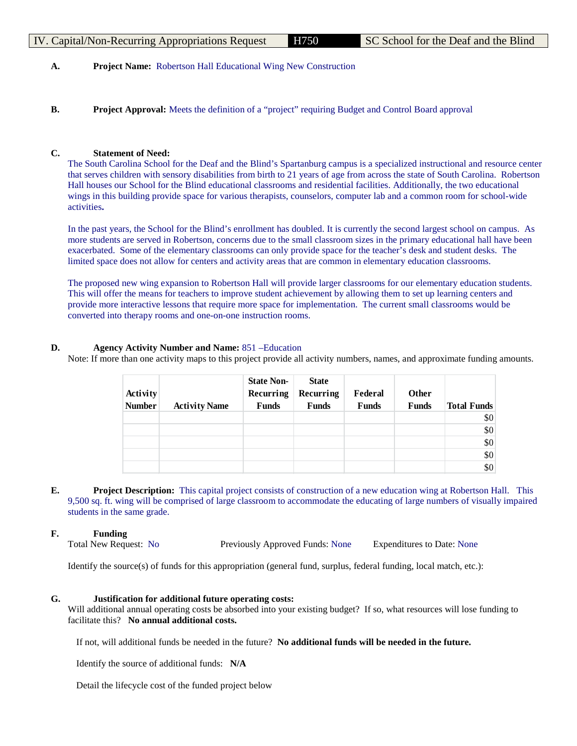| IV. Capital/Non-Recurring Appropriations Request | H750 | SC School for the Deaf and the Blind |
|---|---|---|

**A.** **Project Name:** Robertson Hall Educational Wing New Construction

**B.** **Project Approval:** Meets the definition of a "project" requiring Budget and Control Board approval

**C.** **Statement of Need:**

The South Carolina School for the Deaf and the Blind's Spartanburg campus is a specialized instructional and resource center that serves children with sensory disabilities from birth to 21 years of age from across the state of South Carolina. Robertson Hall houses our School for the Blind educational classrooms and residential facilities. Additionally, the two educational wings in this building provide space for various therapists, counselors, computer lab and a common room for school-wide activities**.**

In the past years, the School for the Blind's enrollment has doubled. It is currently the second largest school on campus. As more students are served in Robertson, concerns due to the small classroom sizes in the primary educational hall have been exacerbated. Some of the elementary classrooms can only provide space for the teacher's desk and student desks. The limited space does not allow for centers and activity areas that are common in elementary education classrooms.

The proposed new wing expansion to Robertson Hall will provide larger classrooms for our elementary education students. This will offer the means for teachers to improve student achievement by allowing them to set up learning centers and provide more interactive lessons that require more space for implementation. The current small classrooms would be converted into therapy rooms and one-on-one instruction rooms.

**D.** **Agency Activity Number and Name:** 851 –Education

Note: If more than one activity maps to this project provide all activity numbers, names, and approximate funding amounts.

| Activity Number | Activity Name | State Non-Recurring Funds | State Recurring Funds | Federal Funds | Other Funds | Total Funds |
|---|---|---|---|---|---|---|
| | | | | | | $0 |
| | | | | | | $0 |
| | | | | | | $0 |
| | | | | | | $0 |
| | | | | | | $0 |

**E.** **Project Description:** This capital project consists of construction of a new education wing at Robertson Hall. This 9,500 sq. ft. wing will be comprised of large classroom to accommodate the educating of large numbers of visually impaired students in the same grade.

**F.** **Funding**

Total New Request: No Previously Approved Funds: None Expenditures to Date: None

Identify the source(s) of funds for this appropriation (general fund, surplus, federal funding, local match, etc.):

**G.** **Justification for additional future operating costs:**

Will additional annual operating costs be absorbed into your existing budget? If so, what resources will lose funding to facilitate this? **No annual additional costs.**

If not, will additional funds be needed in the future? **No additional funds will be needed in the future.**

Identify the source of additional funds: **N/A**

Detail the lifecycle cost of the funded project below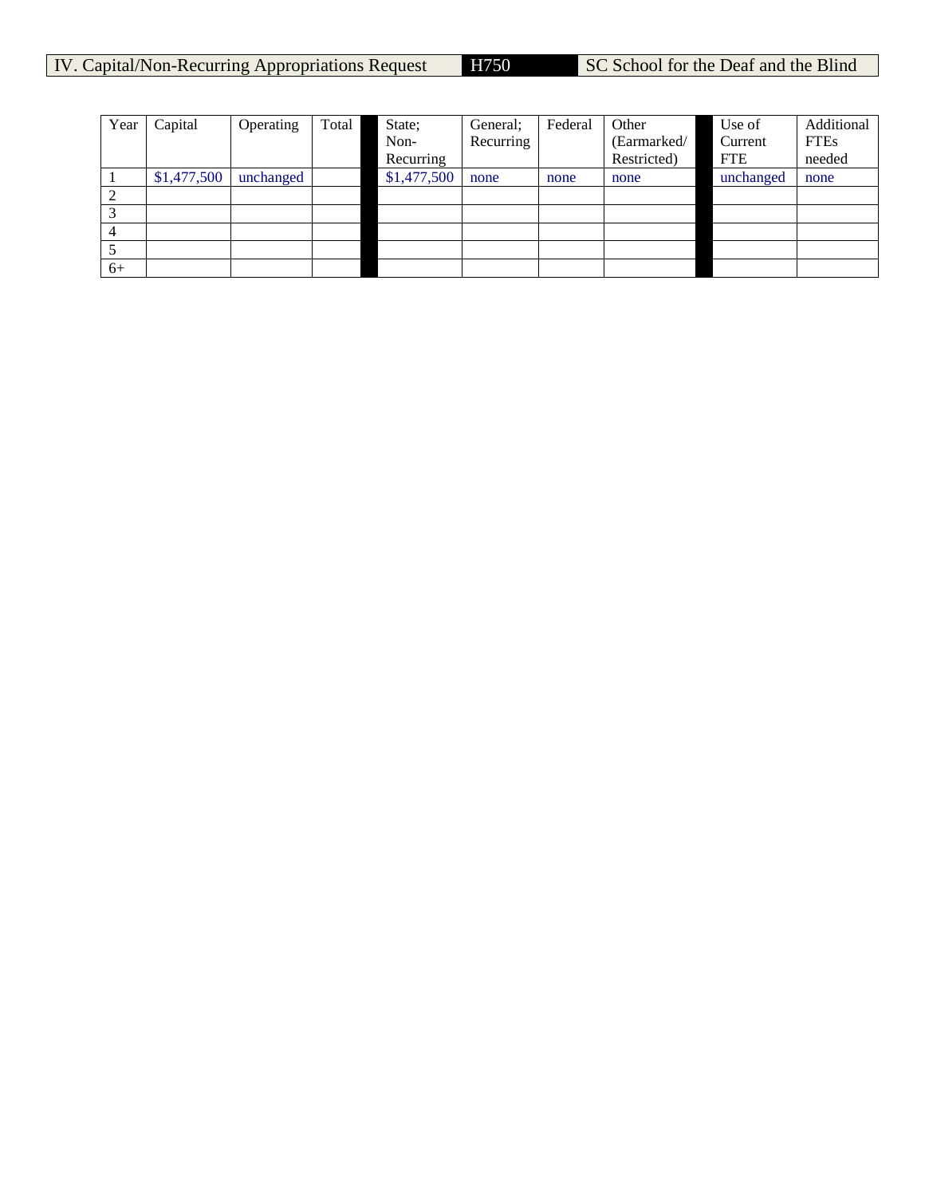| IV. Capital/Non-Recurring Appropriations Request | H750 | SC School for the Deaf and the Blind |
| --- | --- | --- |

| Year | Capital | Operating | Total | | State; Non-Recurring | General; Recurring | Federal | Other (Earmarked/ Restricted) | | Use of Current FTE | Additional FTEs needed |
| --- | --- | --- | --- | --- | --- | --- | --- | --- | --- | --- | --- |
| 1 | $1,477,500 | unchanged | | | $1,477,500 | none | none | none | | unchanged | none |
| 2 | | | | | | | | | | | |
| 3 | | | | | | | | | | | |
| 4 | | | | | | | | | | | |
| 5 | | | | | | | | | | | |
| 6+ | | | | | | | | | | | |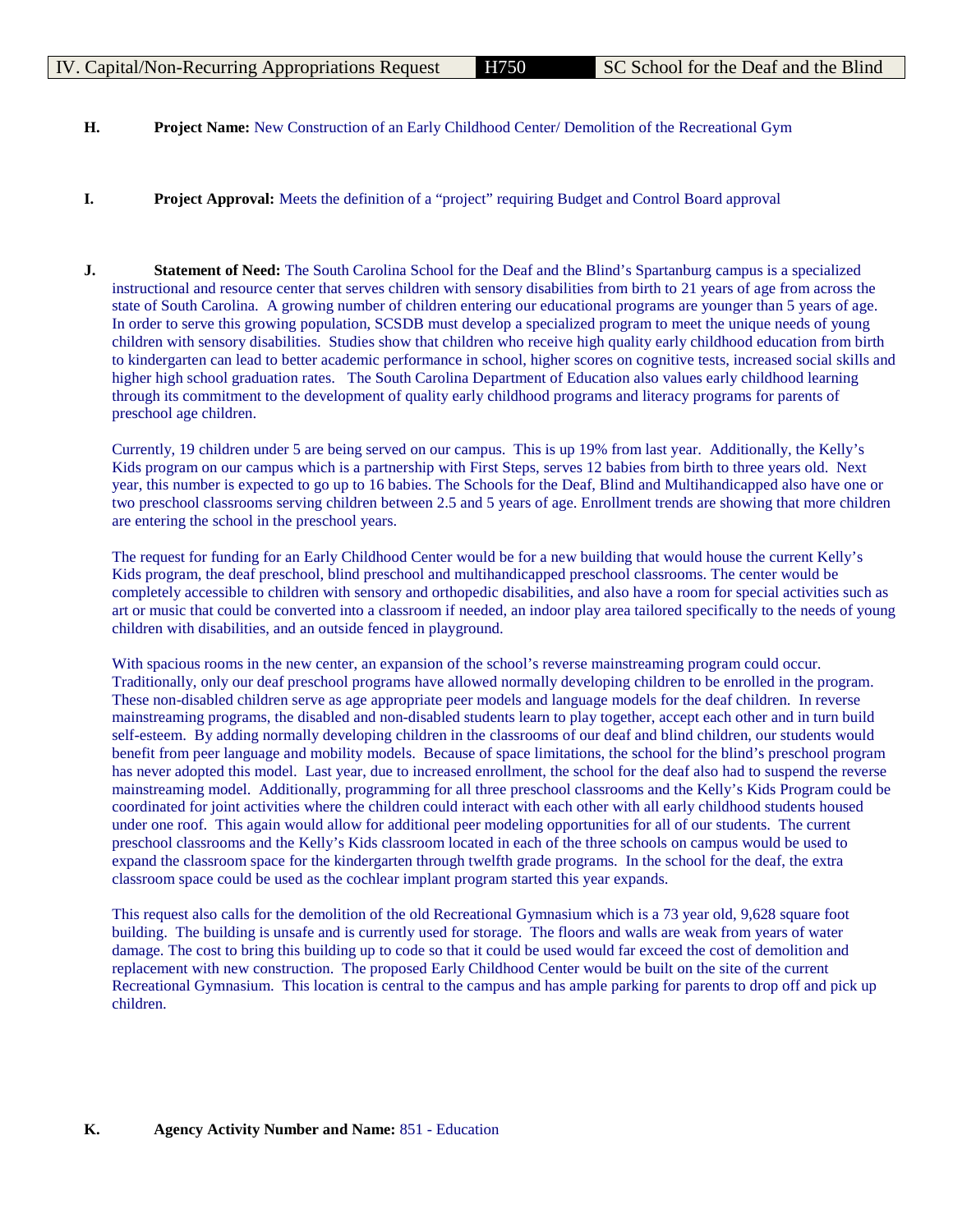**H.** **Project Name:** New Construction of an Early Childhood Center/ Demolition of the Recreational Gym

**I.** **Project Approval:** Meets the definition of a "project" requiring Budget and Control Board approval

**J.** **Statement of Need:** The South Carolina School for the Deaf and the Blind's Spartanburg campus is a specialized instructional and resource center that serves children with sensory disabilities from birth to 21 years of age from across the state of South Carolina. A growing number of children entering our educational programs are younger than 5 years of age. In order to serve this growing population, SCSDB must develop a specialized program to meet the unique needs of young children with sensory disabilities. Studies show that children who receive high quality early childhood education from birth to kindergarten can lead to better academic performance in school, higher scores on cognitive tests, increased social skills and higher high school graduation rates. The South Carolina Department of Education also values early childhood learning through its commitment to the development of quality early childhood programs and literacy programs for parents of preschool age children.

Currently, 19 children under 5 are being served on our campus. This is up 19% from last year. Additionally, the Kelly's Kids program on our campus which is a partnership with First Steps, serves 12 babies from birth to three years old. Next year, this number is expected to go up to 16 babies. The Schools for the Deaf, Blind and Multihandicapped also have one or two preschool classrooms serving children between 2.5 and 5 years of age. Enrollment trends are showing that more children are entering the school in the preschool years.

The request for funding for an Early Childhood Center would be for a new building that would house the current Kelly's Kids program, the deaf preschool, blind preschool and multihandicapped preschool classrooms. The center would be completely accessible to children with sensory and orthopedic disabilities, and also have a room for special activities such as art or music that could be converted into a classroom if needed, an indoor play area tailored specifically to the needs of young children with disabilities, and an outside fenced in playground.

With spacious rooms in the new center, an expansion of the school's reverse mainstreaming program could occur. Traditionally, only our deaf preschool programs have allowed normally developing children to be enrolled in the program. These non-disabled children serve as age appropriate peer models and language models for the deaf children. In reverse mainstreaming programs, the disabled and non-disabled students learn to play together, accept each other and in turn build self-esteem. By adding normally developing children in the classrooms of our deaf and blind children, our students would benefit from peer language and mobility models. Because of space limitations, the school for the blind's preschool program has never adopted this model. Last year, due to increased enrollment, the school for the deaf also had to suspend the reverse mainstreaming model. Additionally, programming for all three preschool classrooms and the Kelly's Kids Program could be coordinated for joint activities where the children could interact with each other with all early childhood students housed under one roof. This again would allow for additional peer modeling opportunities for all of our students. The current preschool classrooms and the Kelly's Kids classroom located in each of the three schools on campus would be used to expand the classroom space for the kindergarten through twelfth grade programs. In the school for the deaf, the extra classroom space could be used as the cochlear implant program started this year expands.

This request also calls for the demolition of the old Recreational Gymnasium which is a 73 year old, 9,628 square foot building. The building is unsafe and is currently used for storage. The floors and walls are weak from years of water damage. The cost to bring this building up to code so that it could be used would far exceed the cost of demolition and replacement with new construction. The proposed Early Childhood Center would be built on the site of the current Recreational Gymnasium. This location is central to the campus and has ample parking for parents to drop off and pick up children.

**K.** **Agency Activity Number and Name:** 851 - Education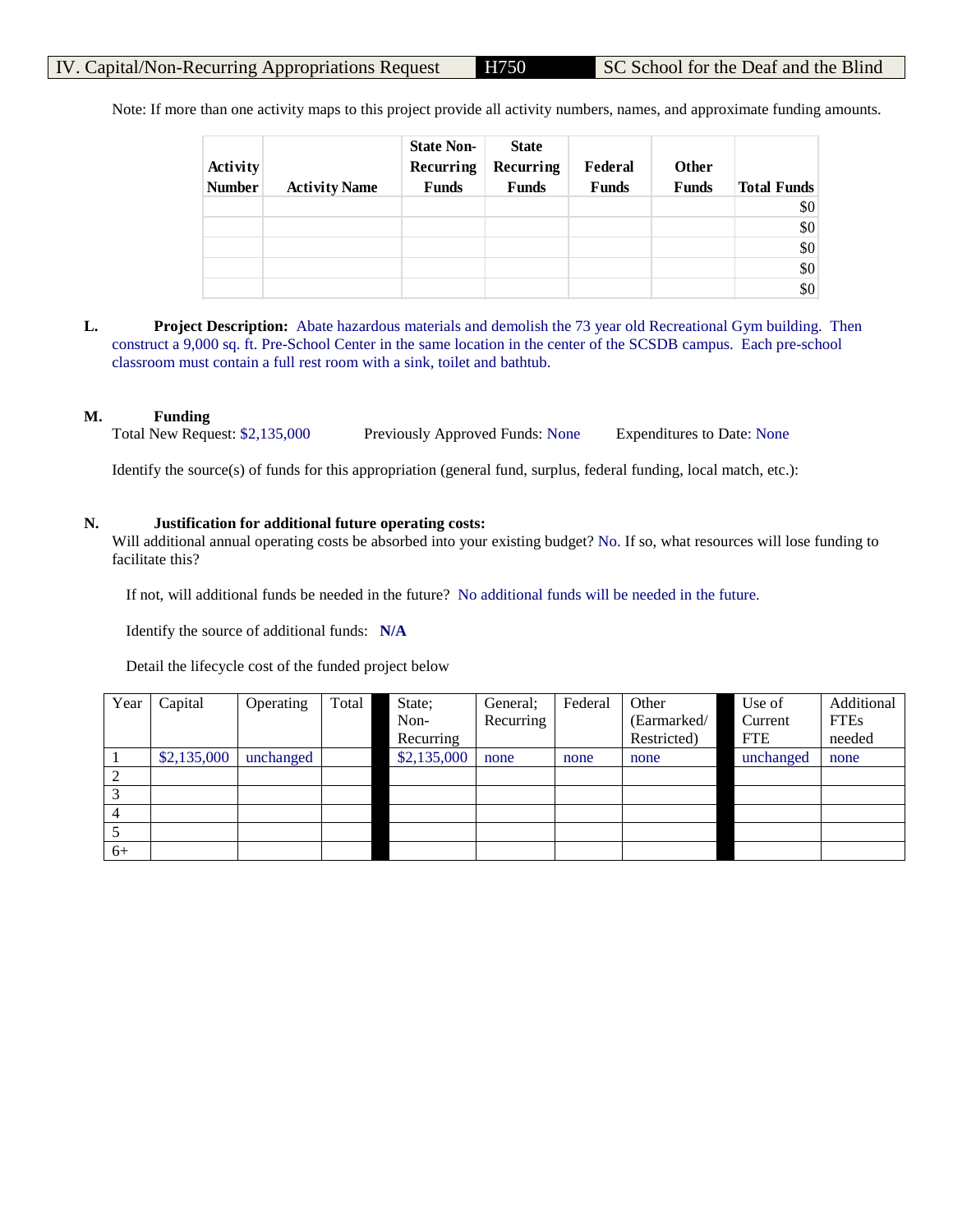IV. Capital/Non-Recurring Appropriations Request | H750 | SC School for the Deaf and the Blind

Note: If more than one activity maps to this project provide all activity numbers, names, and approximate funding amounts.

| Activity Number | Activity Name | State Non-Recurring Funds | State Recurring Funds | Federal Funds | Other Funds | Total Funds |
|---|---|---|---|---|---|---|
| | | | | | | $0 |
| | | | | | | $0 |
| | | | | | | $0 |
| | | | | | | $0 |
| | | | | | | $0 |

**L. Project Description:** Abate hazardous materials and demolish the 73 year old Recreational Gym building. Then construct a 9,000 sq. ft. Pre-School Center in the same location in the center of the SCSDB campus. Each pre-school classroom must contain a full rest room with a sink, toilet and bathtub.

**M. Funding**

Total New Request: $2,135,000 Previously Approved Funds: None Expenditures to Date: None

Identify the source(s) of funds for this appropriation (general fund, surplus, federal funding, local match, etc.):

**N. Justification for additional future operating costs:**

Will additional annual operating costs be absorbed into your existing budget? No. If so, what resources will lose funding to facilitate this?

If not, will additional funds be needed in the future? No additional funds will be needed in the future.

Identify the source of additional funds: **N/A**

Detail the lifecycle cost of the funded project below

| Year | Capital | Operating | Total | State; Non-Recurring | General; Recurring | Federal | Other (Earmarked/ Restricted) | Use of Current FTE | Additional FTEs needed |
|---|---|---|---|---|---|---|---|---|---|
| 1 | $2,135,000 | unchanged | | $2,135,000 | none | none | none | unchanged | none |
| 2 | | | | | | | | | |
| 3 | | | | | | | | | |
| 4 | | | | | | | | | |
| 5 | | | | | | | | | |
| 6+ | | | | | | | | | |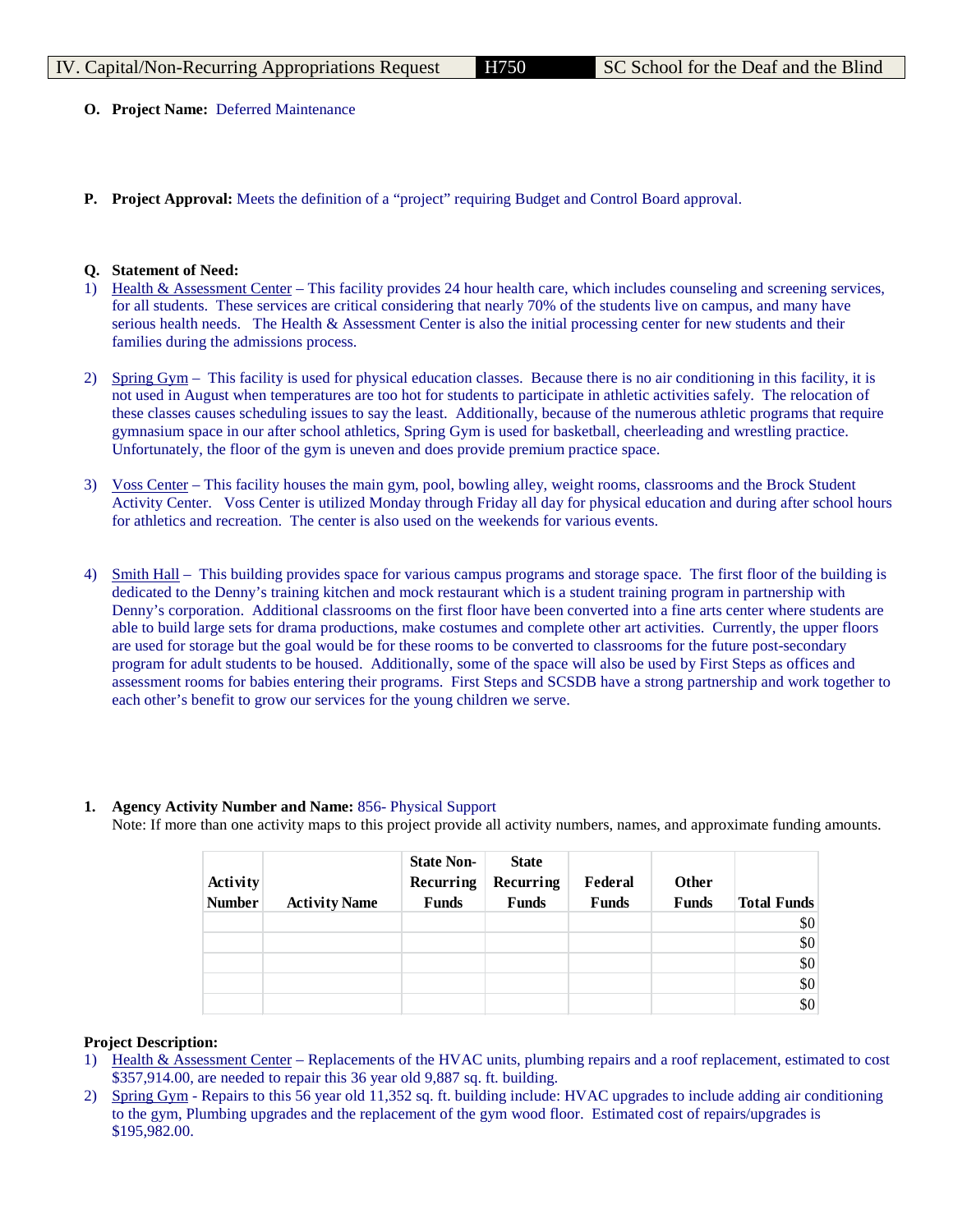| IV. Capital/Non-Recurring Appropriations Request | H750 | SC School for the Deaf and the Blind |
|---|---|---|

**O. Project Name:** Deferred Maintenance

**P. Project Approval:** Meets the definition of a "project" requiring Budget and Control Board approval.

**Q. Statement of Need:**

1) Health & Assessment Center – This facility provides 24 hour health care, which includes counseling and screening services, for all students. These services are critical considering that nearly 70% of the students live on campus, and many have serious health needs. The Health & Assessment Center is also the initial processing center for new students and their families during the admissions process.

2) Spring Gym – This facility is used for physical education classes. Because there is no air conditioning in this facility, it is not used in August when temperatures are too hot for students to participate in athletic activities safely. The relocation of these classes causes scheduling issues to say the least. Additionally, because of the numerous athletic programs that require gymnasium space in our after school athletics, Spring Gym is used for basketball, cheerleading and wrestling practice. Unfortunately, the floor of the gym is uneven and does provide premium practice space.

3) Voss Center – This facility houses the main gym, pool, bowling alley, weight rooms, classrooms and the Brock Student Activity Center. Voss Center is utilized Monday through Friday all day for physical education and during after school hours for athletics and recreation. The center is also used on the weekends for various events.

4) Smith Hall – This building provides space for various campus programs and storage space. The first floor of the building is dedicated to the Denny's training kitchen and mock restaurant which is a student training program in partnership with Denny's corporation. Additional classrooms on the first floor have been converted into a fine arts center where students are able to build large sets for drama productions, make costumes and complete other art activities. Currently, the upper floors are used for storage but the goal would be for these rooms to be converted to classrooms for the future post-secondary program for adult students to be housed. Additionally, some of the space will also be used by First Steps as offices and assessment rooms for babies entering their programs. First Steps and SCSDB have a strong partnership and work together to each other's benefit to grow our services for the young children we serve.

**1. Agency Activity Number and Name:** 856- Physical Support

Note: If more than one activity maps to this project provide all activity numbers, names, and approximate funding amounts.

| Activity Number | Activity Name | State Non-Recurring Funds | State Recurring Funds | Federal Funds | Other Funds | Total Funds |
|---|---|---|---|---|---|---|
| | | | | | | $0 |
| | | | | | | $0 |
| | | | | | | $0 |
| | | | | | | $0 |
| | | | | | | $0 |

**Project Description:**

1) Health & Assessment Center – Replacements of the HVAC units, plumbing repairs and a roof replacement, estimated to cost $357,914.00, are needed to repair this 36 year old 9,887 sq. ft. building.

2) Spring Gym - Repairs to this 56 year old 11,352 sq. ft. building include: HVAC upgrades to include adding air conditioning to the gym, Plumbing upgrades and the replacement of the gym wood floor. Estimated cost of repairs/upgrades is $195,982.00.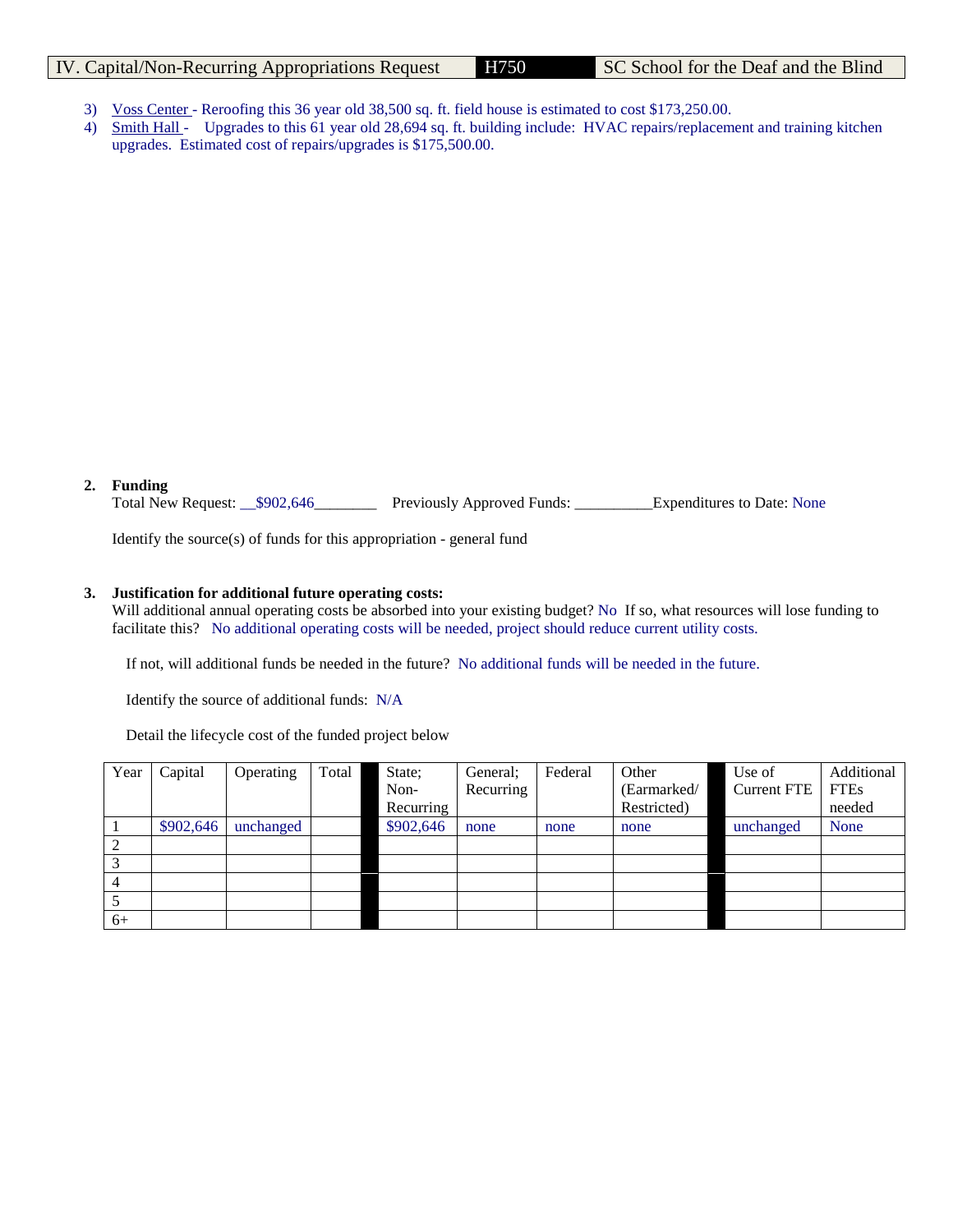IV. Capital/Non-Recurring Appropriations Request | H750 | SC School for the Deaf and the Blind

3) Voss Center - Reroofing this 36 year old 38,500 sq. ft. field house is estimated to cost $173,250.00.
4) Smith Hall - Upgrades to this 61 year old 28,694 sq. ft. building include: HVAC repairs/replacement and training kitchen upgrades. Estimated cost of repairs/upgrades is $175,500.00.

**2. Funding**

Total New Request: __$902,646________ Previously Approved Funds: __________Expenditures to Date: None

Identify the source(s) of funds for this appropriation - general fund

**3. Justification for additional future operating costs:**

Will additional annual operating costs be absorbed into your existing budget? No If so, what resources will lose funding to facilitate this? No additional operating costs will be needed, project should reduce current utility costs.

If not, will additional funds be needed in the future? No additional funds will be needed in the future.

Identify the source of additional funds: N/A

Detail the lifecycle cost of the funded project below

| Year | Capital | Operating | Total | | State; Non-Recurring | General; Recurring | Federal | Other (Earmarked/ Restricted) | | Use of Current FTE | Additional FTEs needed |
|---|---|---|---|---|---|---|---|---|---|---|---|
| 1 | $902,646 | unchanged | | | $902,646 | none | none | none | | unchanged | None |
| 2 | | | | | | | | | | | |
| 3 | | | | | | | | | | | |
| 4 | | | | | | | | | | | |
| 5 | | | | | | | | | | | |
| 6+ | | | | | | | | | | | |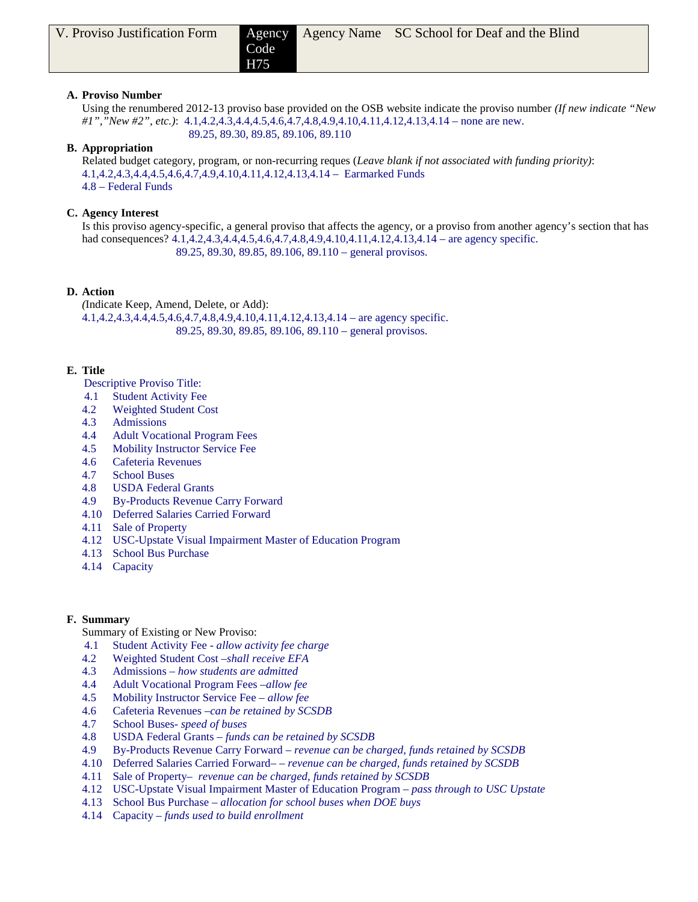| V. Proviso Justification Form | Agency Code H75 | Agency Name | SC School for Deaf and the Blind |
|---|---|---|---|

**A. Proviso Number**

Using the renumbered 2012-13 proviso base provided on the OSB website indicate the proviso number *(If new indicate "New #1","New #2", etc.)*: 4.1,4.2,4.3,4.4,4.5,4.6,4.7,4.8,4.9,4.10,4.11,4.12,4.13,4.14 – none are new.
89.25, 89.30, 89.85, 89.106, 89.110

**B. Appropriation**

Related budget category, program, or non-recurring reques (*Leave blank if not associated with funding priority)*:
4.1,4.2,4.3,4.4,4.5,4.6,4.7,4.9,4.10,4.11,4.12,4.13,4.14 – Earmarked Funds
4.8 – Federal Funds

**C. Agency Interest**

Is this proviso agency-specific, a general proviso that affects the agency, or a proviso from another agency's section that has had consequences? 4.1,4.2,4.3,4.4,4.5,4.6,4.7,4.8,4.9,4.10,4.11,4.12,4.13,4.14 – are agency specific.
89.25, 89.30, 89.85, 89.106, 89.110 – general provisos.

**D. Action**

*(*Indicate Keep, Amend, Delete, or Add):
4.1,4.2,4.3,4.4,4.5,4.6,4.7,4.8,4.9,4.10,4.11,4.12,4.13,4.14 – are agency specific.
89.25, 89.30, 89.85, 89.106, 89.110 – general provisos.

**E. Title**

Descriptive Proviso Title:

4.1 Student Activity Fee
4.2 Weighted Student Cost
4.3 Admissions
4.4 Adult Vocational Program Fees
4.5 Mobility Instructor Service Fee
4.6 Cafeteria Revenues
4.7 School Buses
4.8 USDA Federal Grants
4.9 By-Products Revenue Carry Forward
4.10 Deferred Salaries Carried Forward
4.11 Sale of Property
4.12 USC-Upstate Visual Impairment Master of Education Program
4.13 School Bus Purchase
4.14 Capacity

**F. Summary**

Summary of Existing or New Proviso:

4.1 Student Activity Fee - *allow activity fee charge*
4.2 Weighted Student Cost –*shall receive EFA*
4.3 Admissions – *how students are admitted*
4.4 Adult Vocational Program Fees –*allow fee*
4.5 Mobility Instructor Service Fee – *allow fee*
4.6 Cafeteria Revenues –*can be retained by SCSDB*
4.7 School Buses- *speed of buses*
4.8 USDA Federal Grants – *funds can be retained by SCSDB*
4.9 By-Products Revenue Carry Forward – *revenue can be charged, funds retained by SCSDB*
4.10 Deferred Salaries Carried Forward– – *revenue can be charged, funds retained by SCSDB*
4.11 Sale of Property– *revenue can be charged, funds retained by SCSDB*
4.12 USC-Upstate Visual Impairment Master of Education Program – *pass through to USC Upstate*
4.13 School Bus Purchase – *allocation for school buses when DOE buys*
4.14 Capacity – *funds used to build enrollment*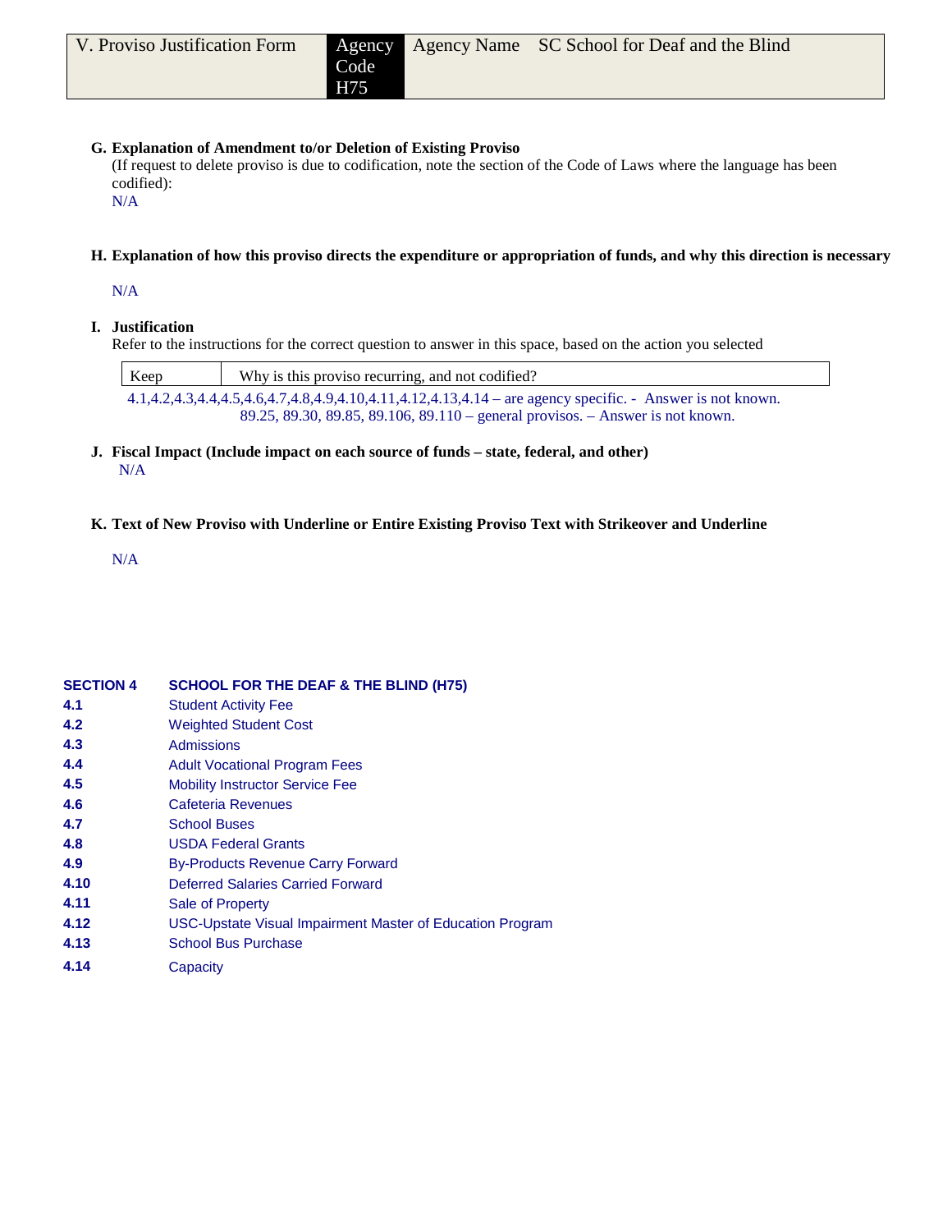| V. Proviso Justification Form | Agency Code H75 | Agency Name | SC School for Deaf and the Blind |
|---|---|---|---|

**G. Explanation of Amendment to/or Deletion of Existing Proviso**

(If request to delete proviso is due to codification, note the section of the Code of Laws where the language has been codified):

N/A

**H. Explanation of how this proviso directs the expenditure or appropriation of funds, and why this direction is necessary**

N/A

**I. Justification**

Refer to the instructions for the correct question to answer in this space, based on the action you selected

| Keep | Why is this proviso recurring, and not codified? |
|---|---|

4.1,4.2,4.3,4.4,4.5,4.6,4.7,4.8,4.9,4.10,4.11,4.12,4.13,4.14 – are agency specific. - Answer is not known.
89.25, 89.30, 89.85, 89.106, 89.110 – general provisos. – Answer is not known.

**J. Fiscal Impact (Include impact on each source of funds – state, federal, and other)**

N/A

**K. Text of New Proviso with Underline or Entire Existing Proviso Text with Strikeover and Underline**

N/A

| **SECTION 4** | **SCHOOL FOR THE DEAF & THE BLIND (H75)** |
|---|---|
| **4.1** | Student Activity Fee |
| **4.2** | Weighted Student Cost |
| **4.3** | Admissions |
| **4.4** | Adult Vocational Program Fees |
| **4.5** | Mobility Instructor Service Fee |
| **4.6** | Cafeteria Revenues |
| **4.7** | School Buses |
| **4.8** | USDA Federal Grants |
| **4.9** | By-Products Revenue Carry Forward |
| **4.10** | Deferred Salaries Carried Forward |
| **4.11** | Sale of Property |
| **4.12** | USC-Upstate Visual Impairment Master of Education Program |
| **4.13** | School Bus Purchase |
| **4.14** | Capacity |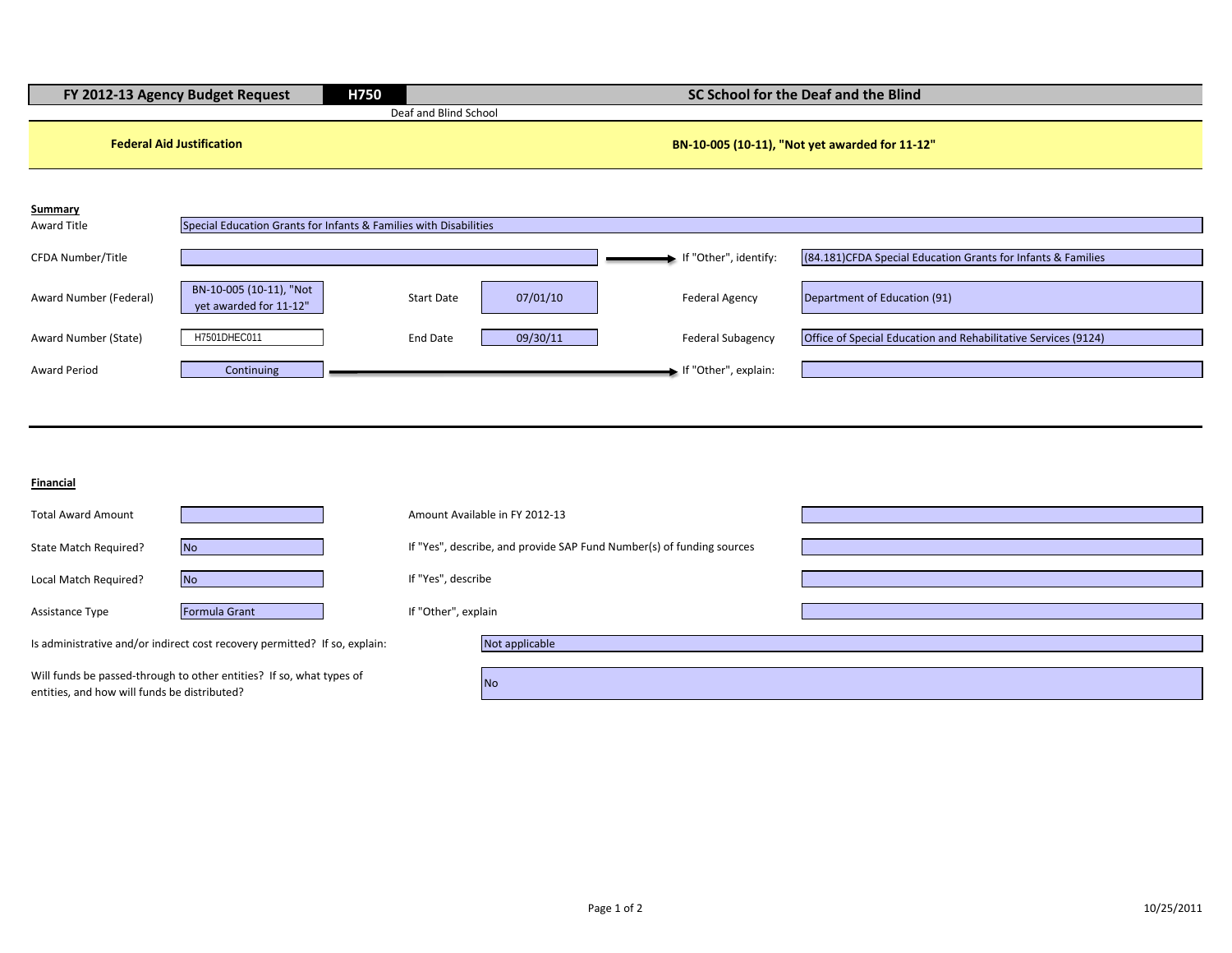| FY 2012-13 Agency Budget Request | H750 | SC School for the Deaf and the Blind |
|---|---|---|
| | Deaf and Blind School | |

**Federal Aid Justification** — **BN-10-005 (10-11), "Not yet awarded for 11-12"**

**Summary**

| | | | | | |
|---|---|---|---|---|---|
| Award Title | Special Education Grants for Infants & Families with Disabilities | | | | |
| CFDA Number/Title | | | | If "Other", identify: | (84.181)CFDA Special Education Grants for Infants & Families |
| Award Number (Federal) | BN-10-005 (10-11), "Not yet awarded for 11-12" | Start Date | 07/01/10 | Federal Agency | Department of Education (91) |
| Award Number (State) | H7501DHEC011 | End Date | 09/30/11 | Federal Subagency | Office of Special Education and Rehabilitative Services (9124) |
| Award Period | Continuing | | | If "Other", explain: | |

**Financial**

| | | | |
|---|---|---|---|
| Total Award Amount | | Amount Available in FY 2012-13 | |
| State Match Required? | No | If "Yes", describe, and provide SAP Fund Number(s) of funding sources | |
| Local Match Required? | No | If "Yes", describe | |
| Assistance Type | Formula Grant | If "Other", explain | |

| | |
|---|---|
| Is administrative and/or indirect cost recovery permitted? If so, explain: | Not applicable |
| Will funds be passed-through to other entities? If so, what types of entities, and how will funds be distributed? | No |

10/25/2011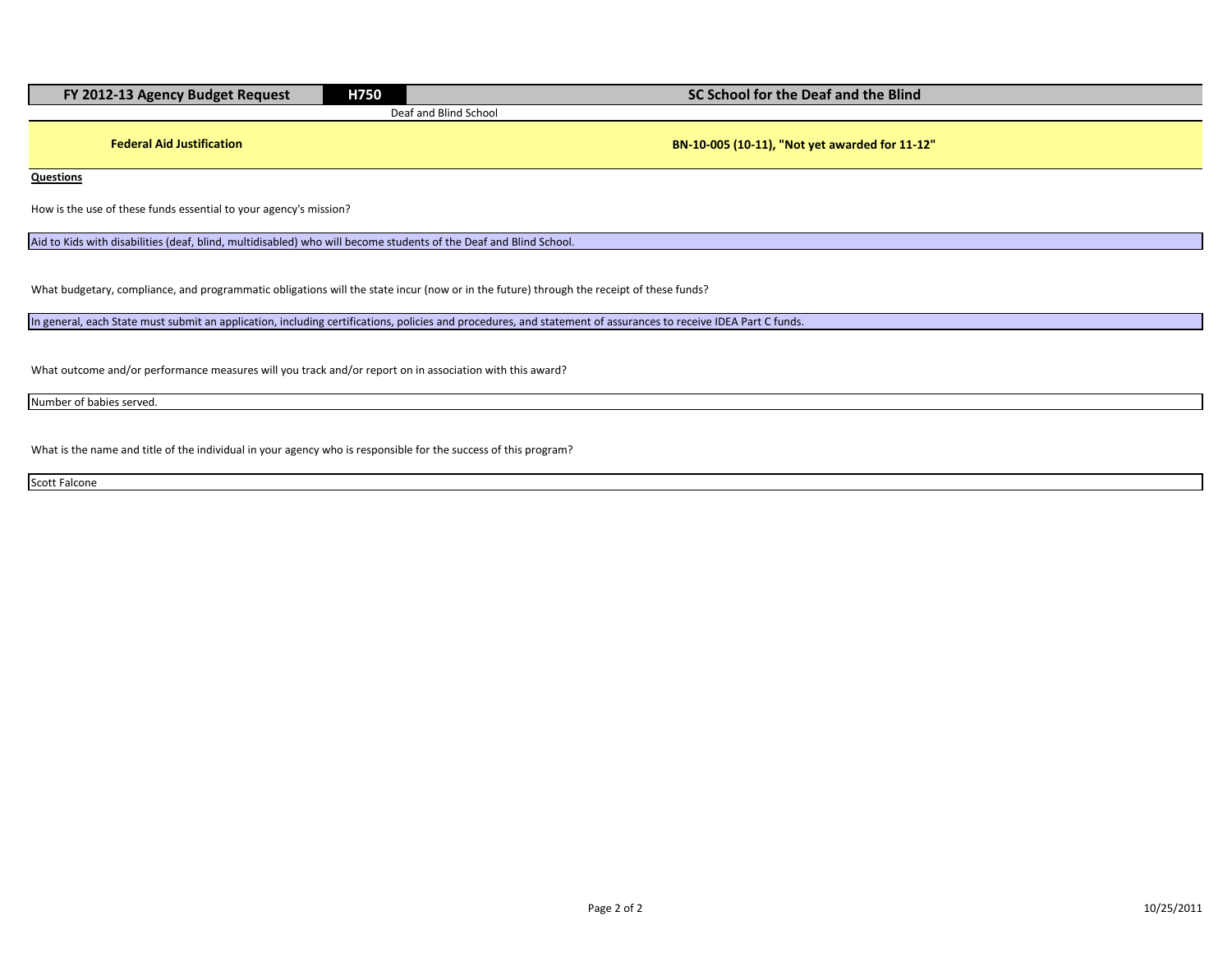| FY 2012-13 Agency Budget Request | H750 | SC School for the Deaf and the Blind |
|---|---|---|

Deaf and Blind School

**Federal Aid Justification** — **BN-10-005 (10-11), "Not yet awarded for 11-12"**

**Questions**

How is the use of these funds essential to your agency's mission?

Aid to Kids with disabilities (deaf, blind, multidisabled) who will become students of the Deaf and Blind School.

What budgetary, compliance, and programmatic obligations will the state incur (now or in the future) through the receipt of these funds?

In general, each State must submit an application, including certifications, policies and procedures, and statement of assurances to receive IDEA Part C funds.

What outcome and/or performance measures will you track and/or report on in association with this award?

Number of babies served.

What is the name and title of the individual in your agency who is responsible for the success of this program?

Scott Falcone

10/25/2011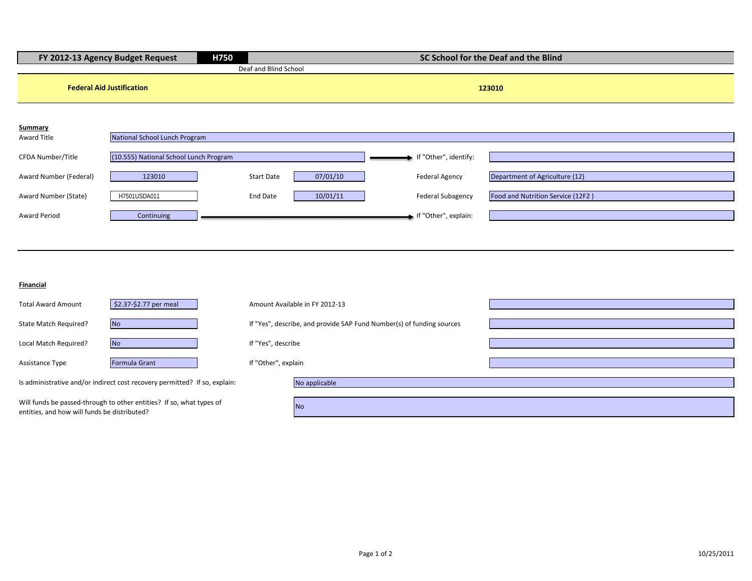| FY 2012-13 Agency Budget Request | H750 | SC School for the Deaf and the Blind |
|---|---|---|
| | Deaf and Blind School | |

**Federal Aid Justification** 123010

### Summary

| | | | | | |
|---|---|---|---|---|---|
| Award Title | National School Lunch Program | | | | |
| CFDA Number/Title | (10.555) National School Lunch Program | | | If "Other", identify: | |
| Award Number (Federal) | 123010 | Start Date | 07/01/10 | Federal Agency | Department of Agriculture (12) |
| Award Number (State) | H7501USDA011 | End Date | 10/01/11 | Federal Subagency | Food and Nutrition Service (12F2 ) |
| Award Period | Continuing | | | If "Other", explain: | |

### Financial

| | | | |
|---|---|---|---|
| Total Award Amount | $2.37-$2.77 per meal | Amount Available in FY 2012-13 | |
| State Match Required? | No | If "Yes", describe, and provide SAP Fund Number(s) of funding sources | |
| Local Match Required? | No | If "Yes", describe | |
| Assistance Type | Formula Grant | If "Other", explain | |

Is administrative and/or indirect cost recovery permitted? If so, explain: No applicable

Will funds be passed-through to other entities? If so, what types of entities, and how will funds be distributed? No

10/25/2011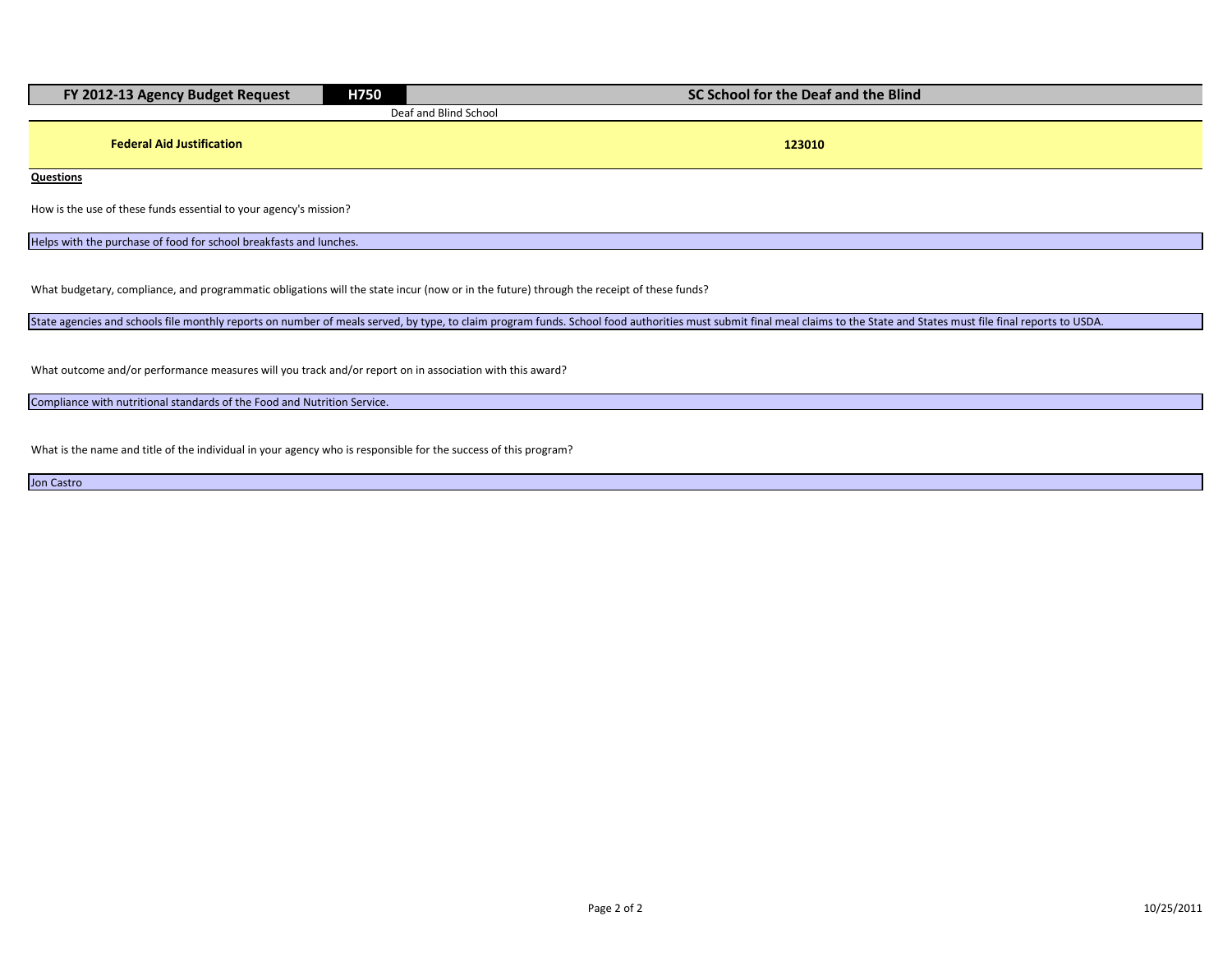| FY 2012-13 Agency Budget Request | H750 | SC School for the Deaf and the Blind |
|---|---|---|
| | Deaf and Blind School | |

**Federal Aid Justification** **123010**

**Questions**

How is the use of these funds essential to your agency's mission?

Helps with the purchase of food for school breakfasts and lunches.

What budgetary, compliance, and programmatic obligations will the state incur (now or in the future) through the receipt of these funds?

State agencies and schools file monthly reports on number of meals served, by type, to claim program funds. School food authorities must submit final meal claims to the State and States must file final reports to USDA.

What outcome and/or performance measures will you track and/or report on in association with this award?

Compliance with nutritional standards of the Food and Nutrition Service.

What is the name and title of the individual in your agency who is responsible for the success of this program?

Jon Castro

10/25/2011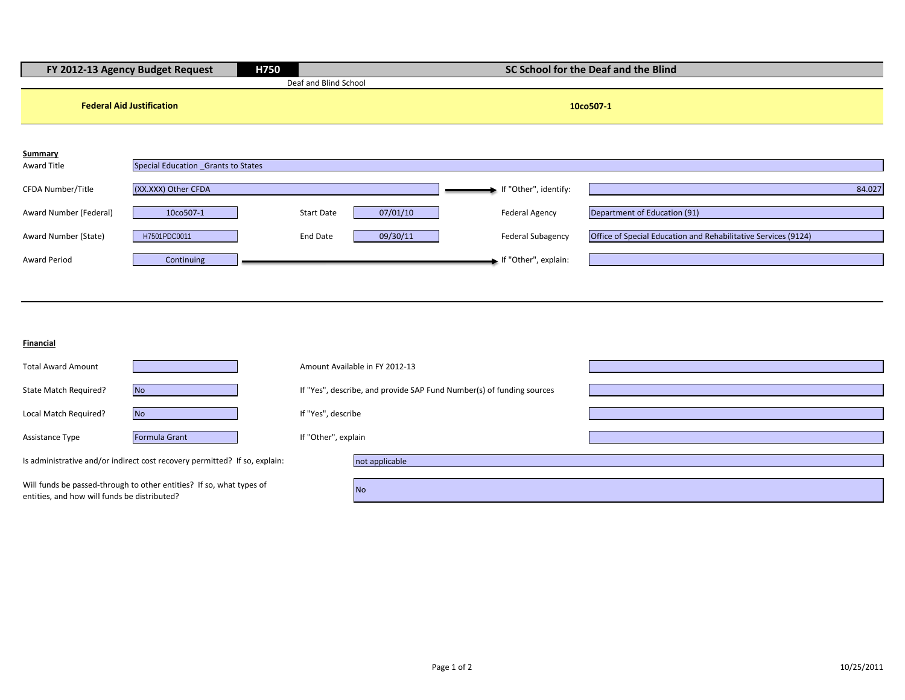| FY 2012-13 Agency Budget Request | H750 | SC School for the Deaf and the Blind |
|---|---|---|
| | Deaf and Blind School | |

**Federal Aid Justification** — **10co507-1**

**Summary**

| | | | | | |
|---|---|---|---|---|---|
| Award Title | Special Education _Grants to States | | | | |
| CFDA Number/Title | (XX.XXX) Other CFDA | | | If "Other", identify: | 84.027 |
| Award Number (Federal) | 10co507-1 | Start Date | 07/01/10 | Federal Agency | Department of Education (91) |
| Award Number (State) | H7501PDC0011 | End Date | 09/30/11 | Federal Subagency | Office of Special Education and Rehabilitative Services (9124) |
| Award Period | Continuing | | | If "Other", explain: | |

**Financial**

| | | | |
|---|---|---|---|
| Total Award Amount | | Amount Available in FY 2012-13 | |
| State Match Required? | No | If "Yes", describe, and provide SAP Fund Number(s) of funding sources | |
| Local Match Required? | No | If "Yes", describe | |
| Assistance Type | Formula Grant | If "Other", explain | |

| | |
|---|---|
| Is administrative and/or indirect cost recovery permitted? If so, explain: | not applicable |
| Will funds be passed-through to other entities? If so, what types of entities, and how will funds be distributed? | No |

10/25/2011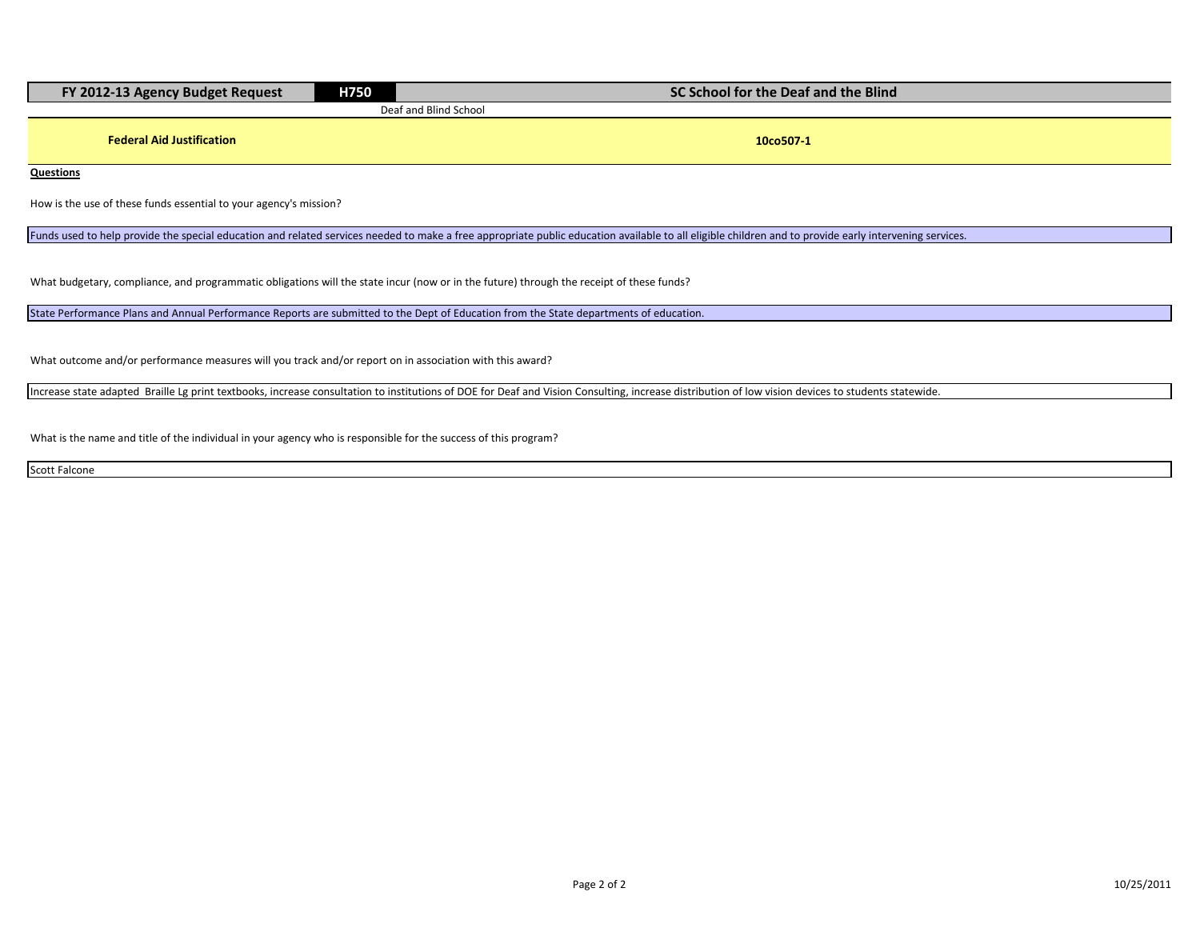| FY 2012-13 Agency Budget Request | H750 | SC School for the Deaf and the Blind |
|---|---|---|

Deaf and Blind School

**Federal Aid Justification** **10co507-1**

**Questions**

How is the use of these funds essential to your agency's mission?

Funds used to help provide the special education and related services needed to make a free appropriate public education available to all eligible children and to provide early intervening services.

What budgetary, compliance, and programmatic obligations will the state incur (now or in the future) through the receipt of these funds?

State Performance Plans and Annual Performance Reports are submitted to the Dept of Education from the State departments of education.

What outcome and/or performance measures will you track and/or report on in association with this award?

Increase state adapted Braille Lg print textbooks, increase consultation to institutions of DOE for Deaf and Vision Consulting, increase distribution of low vision devices to students statewide.

What is the name and title of the individual in your agency who is responsible for the success of this program?

Scott Falcone

10/25/2011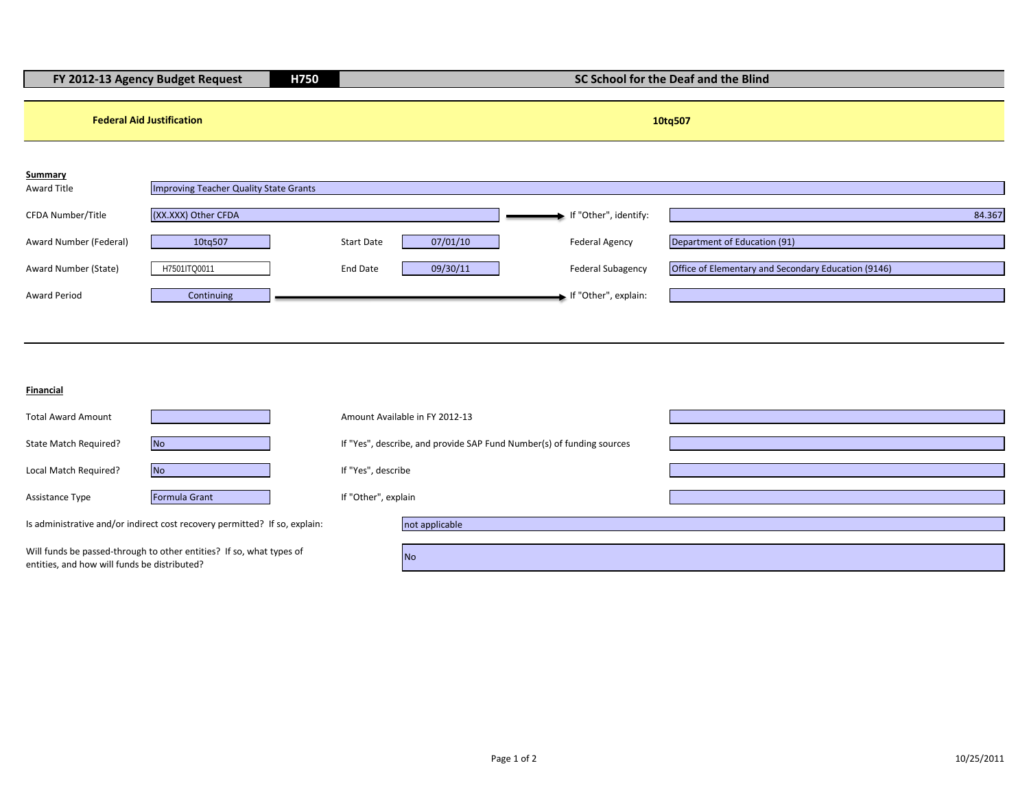| FY 2012-13 Agency Budget Request | H750 | SC School for the Deaf and the Blind |
|---|---|---|

**Federal Aid Justification** — **10tq507**

**Summary**

| | | | | | |
|---|---|---|---|---|---|
| Award Title | Improving Teacher Quality State Grants | | | | |
| CFDA Number/Title | (XX.XXX) Other CFDA | | | If "Other", identify: | 84.367 |
| Award Number (Federal) | 10tq507 | Start Date | 07/01/10 | Federal Agency | Department of Education (91) |
| Award Number (State) | H7501ITQ0011 | End Date | 09/30/11 | Federal Subagency | Office of Elementary and Secondary Education (9146) |
| Award Period | Continuing | | | If "Other", explain: | |

**Financial**

| | | | |
|---|---|---|---|
| Total Award Amount | | Amount Available in FY 2012-13 | |
| State Match Required? | No | If "Yes", describe, and provide SAP Fund Number(s) of funding sources | |
| Local Match Required? | No | If "Yes", describe | |
| Assistance Type | Formula Grant | If "Other", explain | |

Is administrative and/or indirect cost recovery permitted? If so, explain: not applicable

Will funds be passed-through to other entities? If so, what types of entities, and how will funds be distributed? No

10/25/2011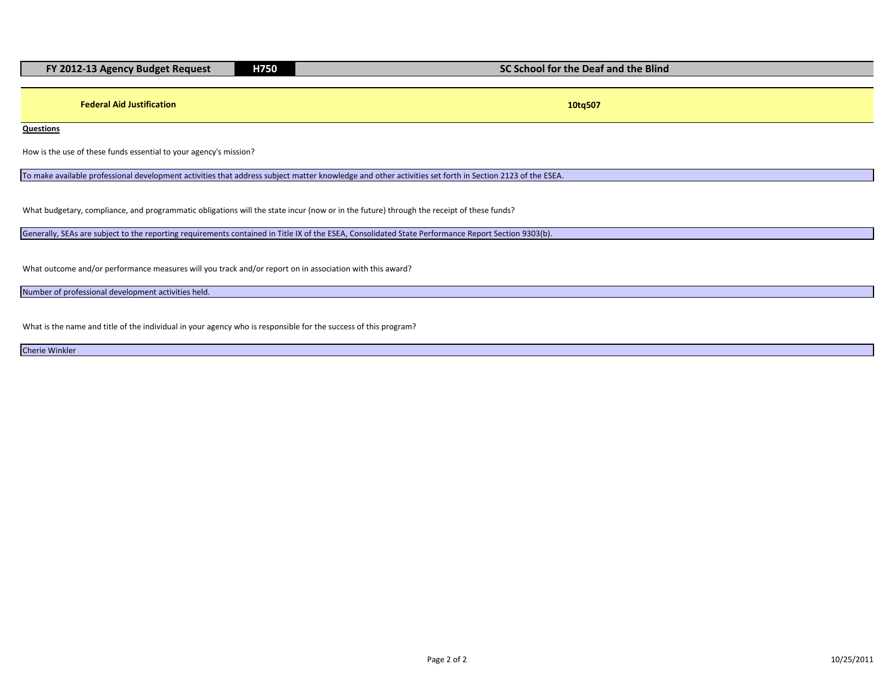| FY 2012-13 Agency Budget Request | H750 | SC School for the Deaf and the Blind |
|---|---|---|

**Federal Aid Justification** **10tq507**

**Questions**

How is the use of these funds essential to your agency's mission?

To make available professional development activities that address subject matter knowledge and other activities set forth in Section 2123 of the ESEA.

What budgetary, compliance, and programmatic obligations will the state incur (now or in the future) through the receipt of these funds?

Generally, SEAs are subject to the reporting requirements contained in Title IX of the ESEA, Consolidated State Performance Report Section 9303(b).

What outcome and/or performance measures will you track and/or report on in association with this award?

Number of professional development activities held.

What is the name and title of the individual in your agency who is responsible for the success of this program?

Cherie Winkler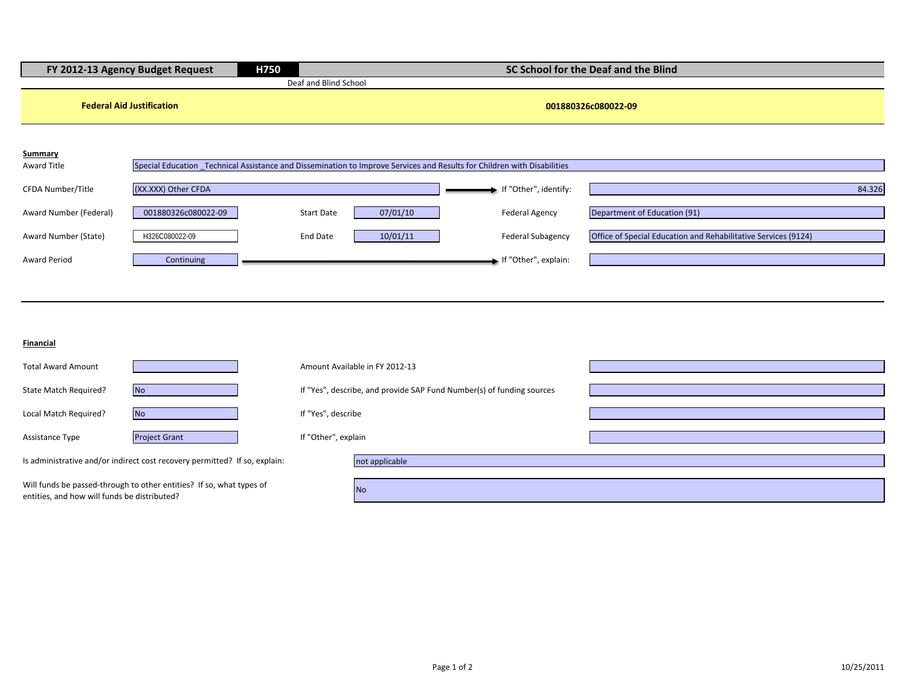| FY 2012-13 Agency Budget Request | H750 | SC School for the Deaf and the Blind |
|---|---|---|
| | Deaf and Blind School | |

**Federal Aid Justification** — **001880326c080022-09**

**Summary**

| | | | | | |
|---|---|---|---|---|---|
| Award Title | Special Education _Technical Assistance and Dissemination to Improve Services and Results for Children with Disabilities | | | | |
| CFDA Number/Title | (XX.XXX) Other CFDA | | | If "Other", identify: | 84.326 |
| Award Number (Federal) | 001880326c080022-09 | Start Date | 07/01/10 | Federal Agency | Department of Education (91) |
| Award Number (State) | H326C080022-09 | End Date | 10/01/11 | Federal Subagency | Office of Special Education and Rehabilitative Services (9124) |
| Award Period | Continuing | | | If "Other", explain: | |

**Financial**

| | | | |
|---|---|---|---|
| Total Award Amount | | Amount Available in FY 2012-13 | |
| State Match Required? | No | If "Yes", describe, and provide SAP Fund Number(s) of funding sources | |
| Local Match Required? | No | If "Yes", describe | |
| Assistance Type | Project Grant | If "Other", explain | |

| | |
|---|---|
| Is administrative and/or indirect cost recovery permitted? If so, explain: | not applicable |
| Will funds be passed-through to other entities? If so, what types of entities, and how will funds be distributed? | No |

10/25/2011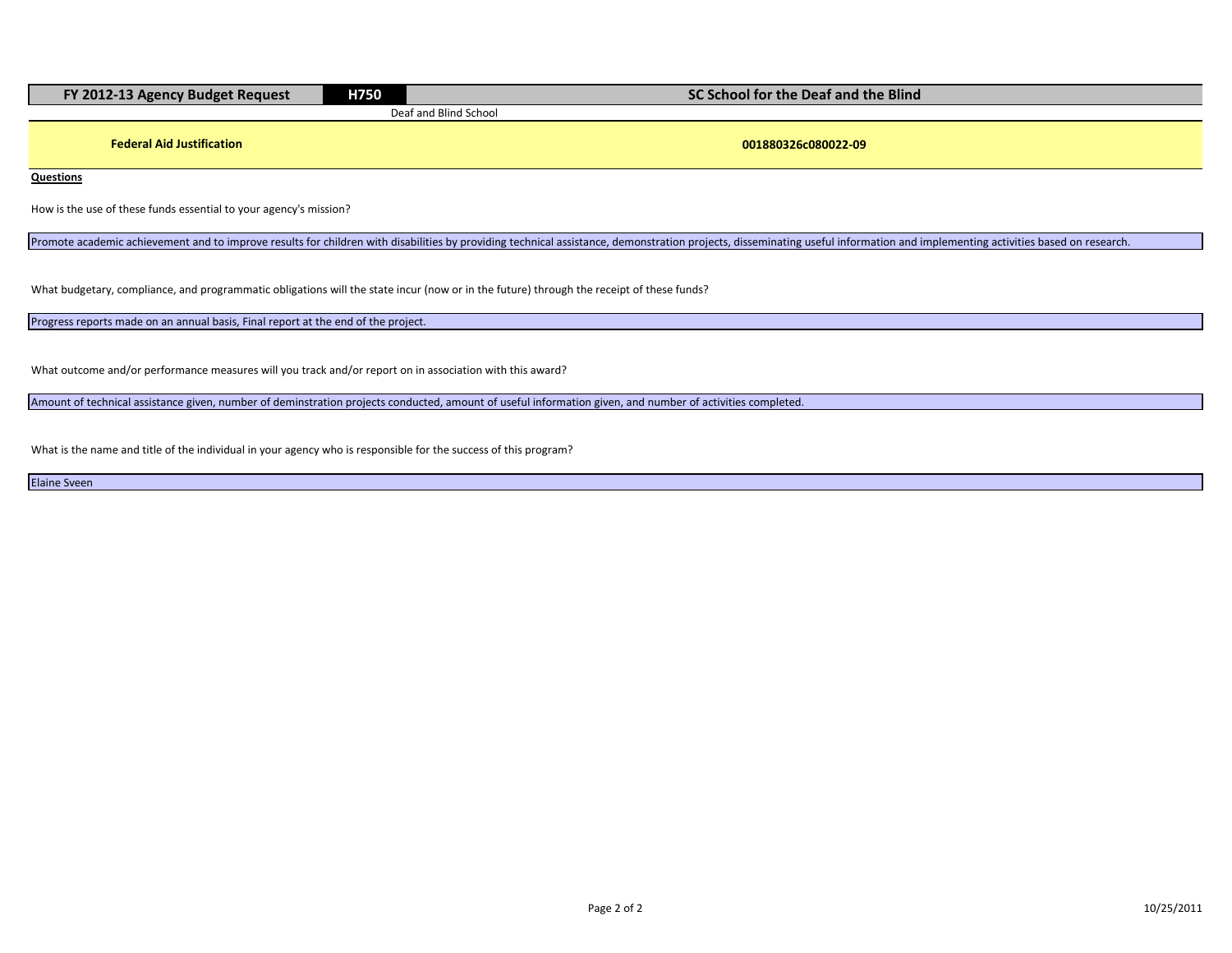| FY 2012-13 Agency Budget Request | H750 | SC School for the Deaf and the Blind |
|---|---|---|

Deaf and Blind School

**Federal Aid Justification** **001880326c080022-09**

**Questions**

How is the use of these funds essential to your agency's mission?

Promote academic achievement and to improve results for children with disabilities by providing technical assistance, demonstration projects, disseminating useful information and implementing activities based on research.

What budgetary, compliance, and programmatic obligations will the state incur (now or in the future) through the receipt of these funds?

Progress reports made on an annual basis, Final report at the end of the project.

What outcome and/or performance measures will you track and/or report on in association with this award?

Amount of technical assistance given, number of deminstration projects conducted, amount of useful information given, and number of activities completed.

What is the name and title of the individual in your agency who is responsible for the success of this program?

Elaine Sveen

10/25/2011